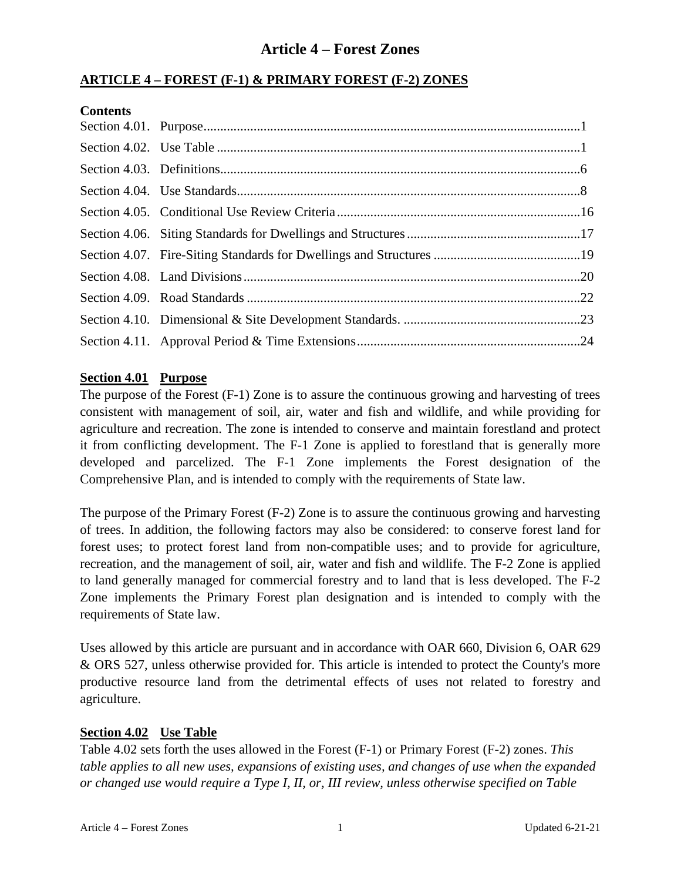# Article 4 – Forest Zones

## ARTICLE 4 – FOREST (F-1) & PRIMARY FOREST (F-2) ZONES

**Contents**

Section 4.01. Purpose....................1
Section 4.02. Use Table....................1
Section 4.03. Definitions....................6
Section 4.04. Use Standards....................8
Section 4.05. Conditional Use Review Criteria....................16
Section 4.06. Siting Standards for Dwellings and Structures....................17
Section 4.07. Fire-Siting Standards for Dwellings and Structures....................19
Section 4.08. Land Divisions....................20
Section 4.09. Road Standards....................22
Section 4.10. Dimensional & Site Development Standards....................23
Section 4.11. Approval Period & Time Extensions....................24

### Section 4.01 Purpose

The purpose of the Forest (F-1) Zone is to assure the continuous growing and harvesting of trees consistent with management of soil, air, water and fish and wildlife, and while providing for agriculture and recreation. The zone is intended to conserve and maintain forestland and protect it from conflicting development. The F-1 Zone is applied to forestland that is generally more developed and parcelized. The F-1 Zone implements the Forest designation of the Comprehensive Plan, and is intended to comply with the requirements of State law.

The purpose of the Primary Forest (F-2) Zone is to assure the continuous growing and harvesting of trees. In addition, the following factors may also be considered: to conserve forest land for forest uses; to protect forest land from non-compatible uses; and to provide for agriculture, recreation, and the management of soil, air, water and fish and wildlife. The F-2 Zone is applied to land generally managed for commercial forestry and to land that is less developed. The F-2 Zone implements the Primary Forest plan designation and is intended to comply with the requirements of State law.

Uses allowed by this article are pursuant and in accordance with OAR 660, Division 6, OAR 629 & ORS 527, unless otherwise provided for. This article is intended to protect the County's more productive resource land from the detrimental effects of uses not related to forestry and agriculture.

### Section 4.02 Use Table

Table 4.02 sets forth the uses allowed in the Forest (F-1) or Primary Forest (F-2) zones. *This table applies to all new uses, expansions of existing uses, and changes of use when the expanded or changed use would require a Type I, II, or, III review, unless otherwise specified on Table*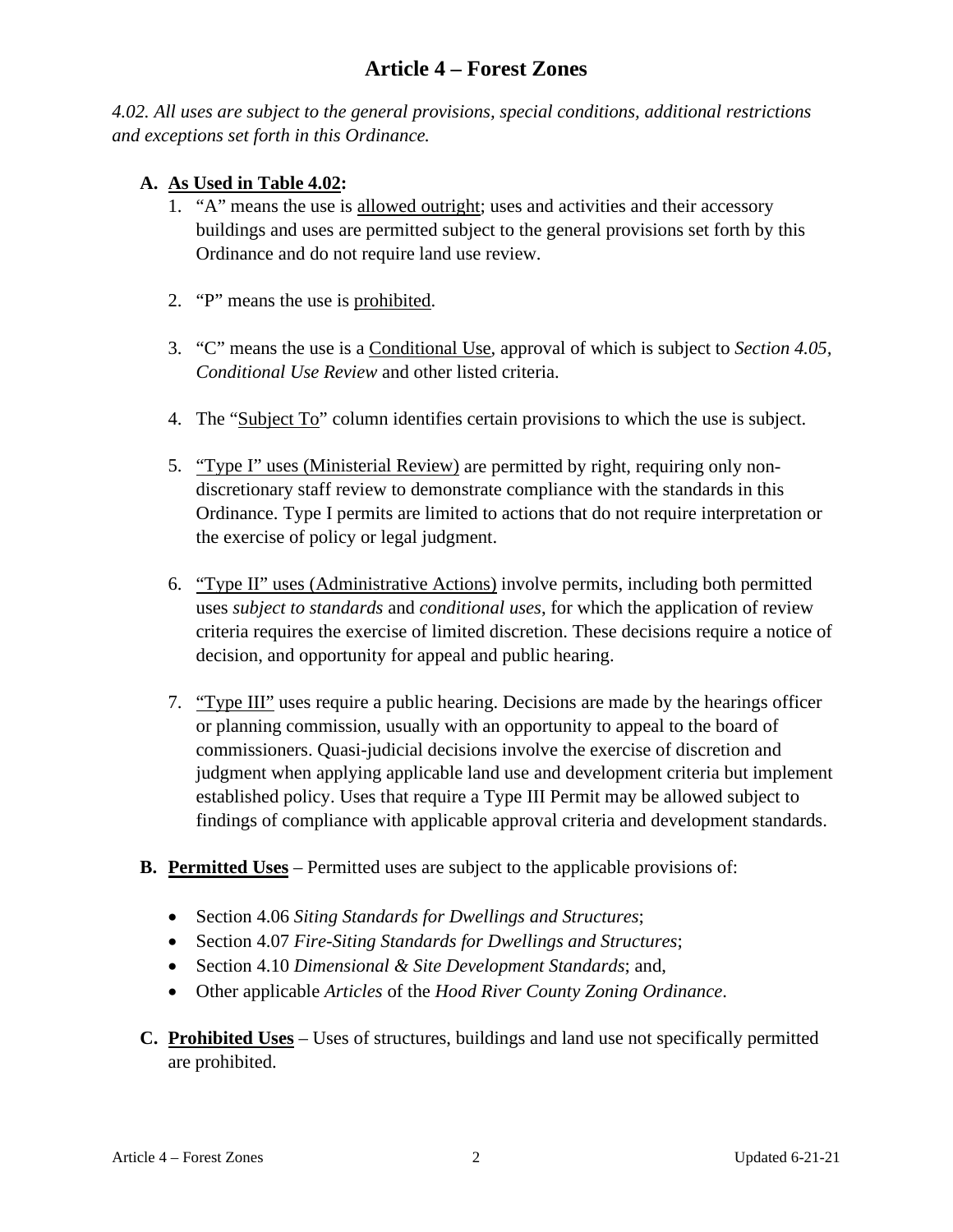# Article 4 – Forest Zones

*4.02. All uses are subject to the general provisions, special conditions, additional restrictions and exceptions set forth in this Ordinance.*

**A. As Used in Table 4.02:**

1. "A" means the use is allowed outright; uses and activities and their accessory buildings and uses are permitted subject to the general provisions set forth by this Ordinance and do not require land use review.

2. "P" means the use is prohibited.

3. "C" means the use is a Conditional Use, approval of which is subject to *Section 4.05, Conditional Use Review* and other listed criteria.

4. The "Subject To" column identifies certain provisions to which the use is subject.

5. "Type I" uses (Ministerial Review) are permitted by right, requiring only non-discretionary staff review to demonstrate compliance with the standards in this Ordinance. Type I permits are limited to actions that do not require interpretation or the exercise of policy or legal judgment.

6. "Type II" uses (Administrative Actions) involve permits, including both permitted uses *subject to standards* and *conditional uses*, for which the application of review criteria requires the exercise of limited discretion. These decisions require a notice of decision, and opportunity for appeal and public hearing.

7. "Type III" uses require a public hearing. Decisions are made by the hearings officer or planning commission, usually with an opportunity to appeal to the board of commissioners. Quasi-judicial decisions involve the exercise of discretion and judgment when applying applicable land use and development criteria but implement established policy. Uses that require a Type III Permit may be allowed subject to findings of compliance with applicable approval criteria and development standards.

**B. Permitted Uses** – Permitted uses are subject to the applicable provisions of:

- Section 4.06 *Siting Standards for Dwellings and Structures*;
- Section 4.07 *Fire-Siting Standards for Dwellings and Structures*;
- Section 4.10 *Dimensional & Site Development Standards*; and,
- Other applicable *Articles* of the *Hood River County Zoning Ordinance*.

**C. Prohibited Uses** – Uses of structures, buildings and land use not specifically permitted are prohibited.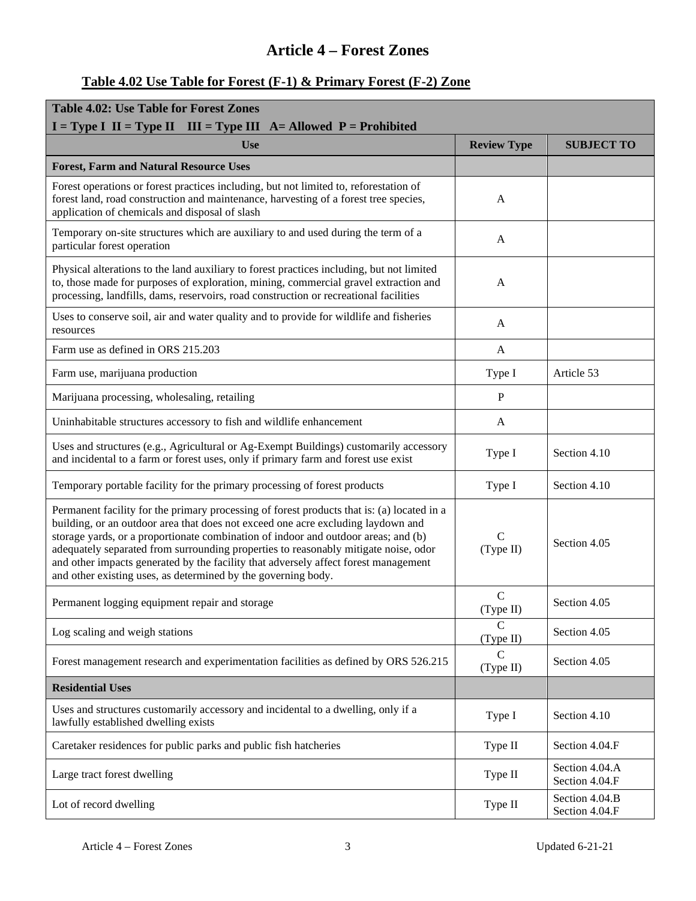# Article 4 – Forest Zones

## Table 4.02 Use Table for Forest (F-1) & Primary Forest (F-2) Zone

| **Table 4.02: Use Table for Forest Zones**<br>**I = Type I II = Type II III = Type III A= Allowed P = Prohibited** | | |
|---|---|---|
| **Use** | **Review Type** | **SUBJECT TO** |
| **Forest, Farm and Natural Resource Uses** | | |
| Forest operations or forest practices including, but not limited to, reforestation of forest land, road construction and maintenance, harvesting of a forest tree species, application of chemicals and disposal of slash | A | |
| Temporary on-site structures which are auxiliary to and used during the term of a particular forest operation | A | |
| Physical alterations to the land auxiliary to forest practices including, but not limited to, those made for purposes of exploration, mining, commercial gravel extraction and processing, landfills, dams, reservoirs, road construction or recreational facilities | A | |
| Uses to conserve soil, air and water quality and to provide for wildlife and fisheries resources | A | |
| Farm use as defined in ORS 215.203 | A | |
| Farm use, marijuana production | Type I | Article 53 |
| Marijuana processing, wholesaling, retailing | P | |
| Uninhabitable structures accessory to fish and wildlife enhancement | A | |
| Uses and structures (e.g., Agricultural or Ag-Exempt Buildings) customarily accessory and incidental to a farm or forest uses, only if primary farm and forest use exist | Type I | Section 4.10 |
| Temporary portable facility for the primary processing of forest products | Type I | Section 4.10 |
| Permanent facility for the primary processing of forest products that is: (a) located in a building, or an outdoor area that does not exceed one acre excluding laydown and storage yards, or a proportionate combination of indoor and outdoor areas; and (b) adequately separated from surrounding properties to reasonably mitigate noise, odor and other impacts generated by the facility that adversely affect forest management and other existing uses, as determined by the governing body. | C<br>(Type II) | Section 4.05 |
| Permanent logging equipment repair and storage | C<br>(Type II) | Section 4.05 |
| Log scaling and weigh stations | C<br>(Type II) | Section 4.05 |
| Forest management research and experimentation facilities as defined by ORS 526.215 | C<br>(Type II) | Section 4.05 |
| **Residential Uses** | | |
| Uses and structures customarily accessory and incidental to a dwelling, only if a lawfully established dwelling exists | Type I | Section 4.10 |
| Caretaker residences for public parks and public fish hatcheries | Type II | Section 4.04.F |
| Large tract forest dwelling | Type II | Section 4.04.A<br>Section 4.04.F |
| Lot of record dwelling | Type II | Section 4.04.B<br>Section 4.04.F |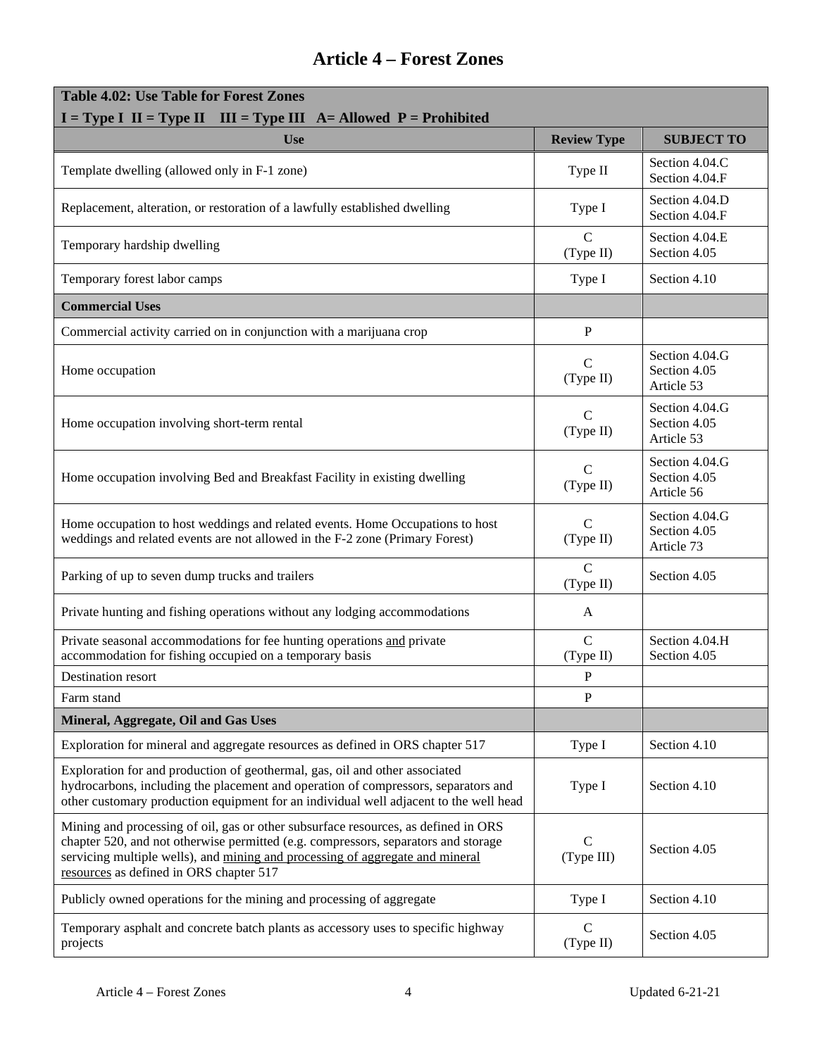# Article 4 – Forest Zones

| **Table 4.02: Use Table for Forest Zones**<br>**I = Type I II = Type II III = Type III A= Allowed P = Prohibited** | | |
|---|---|---|
| **Use** | **Review Type** | **SUBJECT TO** |
| Template dwelling (allowed only in F-1 zone) | Type II | Section 4.04.C<br>Section 4.04.F |
| Replacement, alteration, or restoration of a lawfully established dwelling | Type I | Section 4.04.D<br>Section 4.04.F |
| Temporary hardship dwelling | C<br>(Type II) | Section 4.04.E<br>Section 4.05 |
| Temporary forest labor camps | Type I | Section 4.10 |
| **Commercial Uses** | | |
| Commercial activity carried on in conjunction with a marijuana crop | P | |
| Home occupation | C<br>(Type II) | Section 4.04.G<br>Section 4.05<br>Article 53 |
| Home occupation involving short-term rental | C<br>(Type II) | Section 4.04.G<br>Section 4.05<br>Article 53 |
| Home occupation involving Bed and Breakfast Facility in existing dwelling | C<br>(Type II) | Section 4.04.G<br>Section 4.05<br>Article 56 |
| Home occupation to host weddings and related events. Home Occupations to host weddings and related events are not allowed in the F-2 zone (Primary Forest) | C<br>(Type II) | Section 4.04.G<br>Section 4.05<br>Article 73 |
| Parking of up to seven dump trucks and trailers | C<br>(Type II) | Section 4.05 |
| Private hunting and fishing operations without any lodging accommodations | A | |
| Private seasonal accommodations for fee hunting operations <u>and</u> private accommodation for fishing occupied on a temporary basis | C<br>(Type II) | Section 4.04.H<br>Section 4.05 |
| Destination resort | P | |
| Farm stand | P | |
| **Mineral, Aggregate, Oil and Gas Uses** | | |
| Exploration for mineral and aggregate resources as defined in ORS chapter 517 | Type I | Section 4.10 |
| Exploration for and production of geothermal, gas, oil and other associated hydrocarbons, including the placement and operation of compressors, separators and other customary production equipment for an individual well adjacent to the well head | Type I | Section 4.10 |
| Mining and processing of oil, gas or other subsurface resources, as defined in ORS chapter 520, and not otherwise permitted (e.g. compressors, separators and storage servicing multiple wells), and <u>mining and processing of aggregate and mineral resources</u> as defined in ORS chapter 517 | C<br>(Type III) | Section 4.05 |
| Publicly owned operations for the mining and processing of aggregate | Type I | Section 4.10 |
| Temporary asphalt and concrete batch plants as accessory uses to specific highway projects | C<br>(Type II) | Section 4.05 |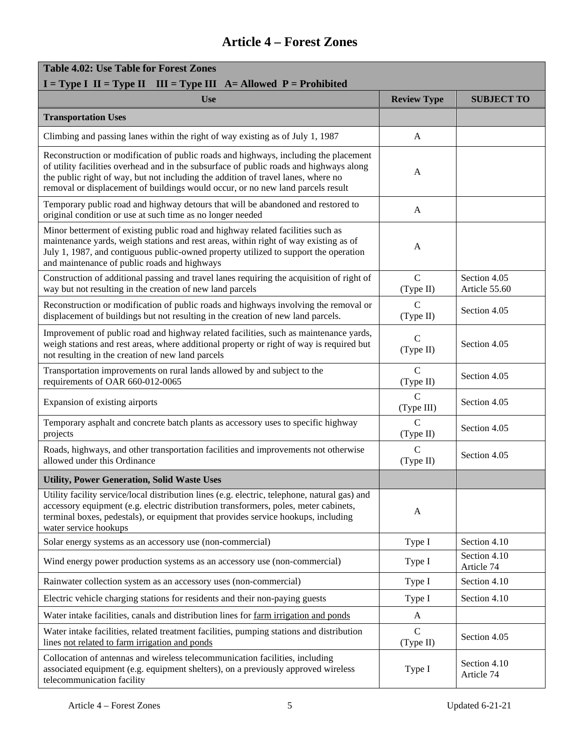# Article 4 – Forest Zones

| Table 4.02: Use Table for Forest Zones<br>I = Type I II = Type II III = Type III A= Allowed P = Prohibited | | |
|---|---|---|
| **Use** | **Review Type** | **SUBJECT TO** |
| **Transportation Uses** | | |
| Climbing and passing lanes within the right of way existing as of July 1, 1987 | A | |
| Reconstruction or modification of public roads and highways, including the placement of utility facilities overhead and in the subsurface of public roads and highways along the public right of way, but not including the addition of travel lanes, where no removal or displacement of buildings would occur, or no new land parcels result | A | |
| Temporary public road and highway detours that will be abandoned and restored to original condition or use at such time as no longer needed | A | |
| Minor betterment of existing public road and highway related facilities such as maintenance yards, weigh stations and rest areas, within right of way existing as of July 1, 1987, and contiguous public-owned property utilized to support the operation and maintenance of public roads and highways | A | |
| Construction of additional passing and travel lanes requiring the acquisition of right of way but not resulting in the creation of new land parcels | C (Type II) | Section 4.05<br>Article 55.60 |
| Reconstruction or modification of public roads and highways involving the removal or displacement of buildings but not resulting in the creation of new land parcels. | C (Type II) | Section 4.05 |
| Improvement of public road and highway related facilities, such as maintenance yards, weigh stations and rest areas, where additional property or right of way is required but not resulting in the creation of new land parcels | C (Type II) | Section 4.05 |
| Transportation improvements on rural lands allowed by and subject to the requirements of OAR 660-012-0065 | C (Type II) | Section 4.05 |
| Expansion of existing airports | C (Type III) | Section 4.05 |
| Temporary asphalt and concrete batch plants as accessory uses to specific highway projects | C (Type II) | Section 4.05 |
| Roads, highways, and other transportation facilities and improvements not otherwise allowed under this Ordinance | C (Type II) | Section 4.05 |
| **Utility, Power Generation, Solid Waste Uses** | | |
| Utility facility service/local distribution lines (e.g. electric, telephone, natural gas) and accessory equipment (e.g. electric distribution transformers, poles, meter cabinets, terminal boxes, pedestals), or equipment that provides service hookups, including water service hookups | A | |
| Solar energy systems as an accessory use (non-commercial) | Type I | Section 4.10 |
| Wind energy power production systems as an accessory use (non-commercial) | Type I | Section 4.10<br>Article 74 |
| Rainwater collection system as an accessory uses (non-commercial) | Type I | Section 4.10 |
| Electric vehicle charging stations for residents and their non-paying guests | Type I | Section 4.10 |
| Water intake facilities, canals and distribution lines for <u>farm irrigation and ponds</u> | A | |
| Water intake facilities, related treatment facilities, pumping stations and distribution lines <u>not related to farm irrigation and ponds</u> | C (Type II) | Section 4.05 |
| Collocation of antennas and wireless telecommunication facilities, including associated equipment (e.g. equipment shelters), on a previously approved wireless telecommunication facility | Type I | Section 4.10<br>Article 74 |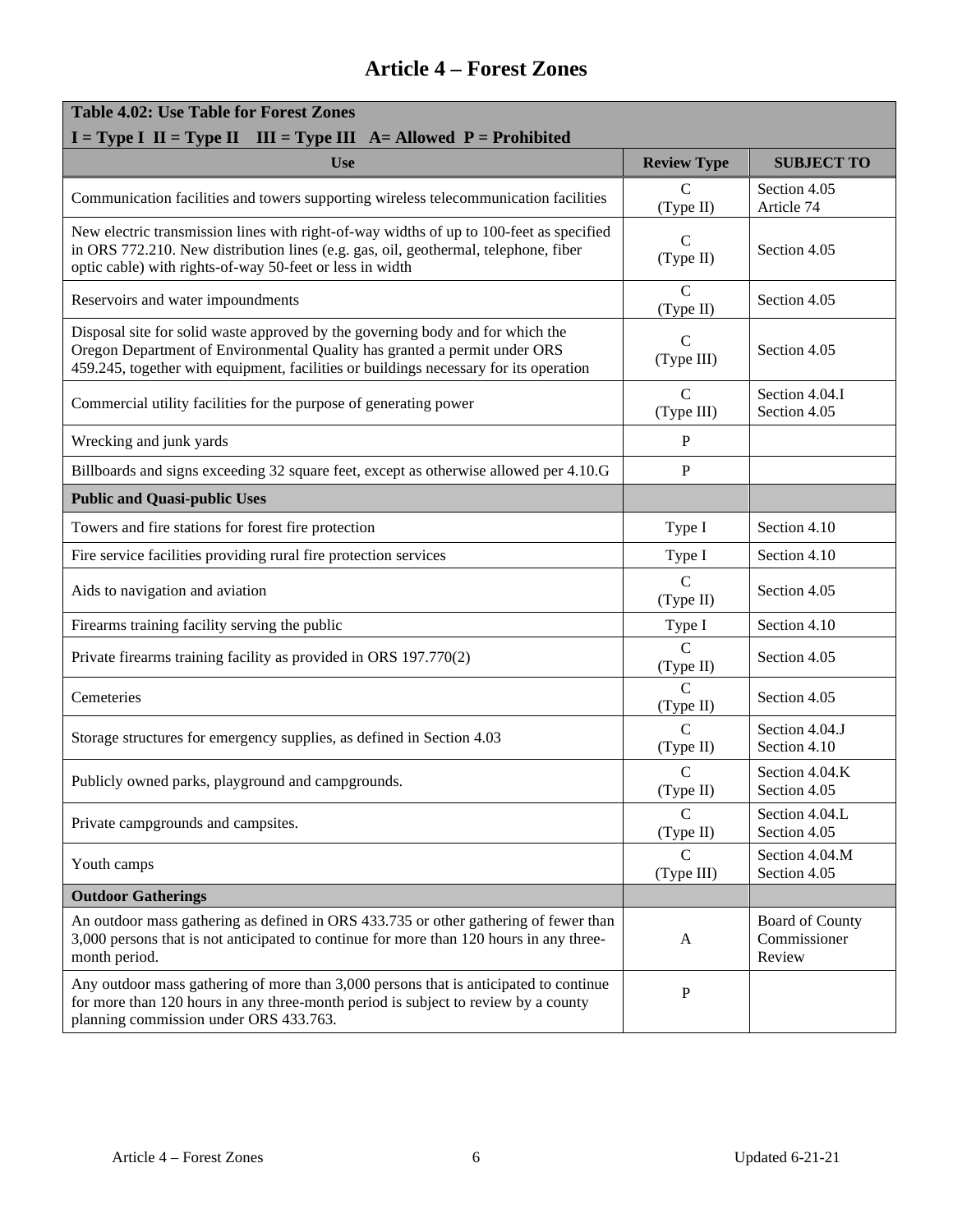# Article 4 – Forest Zones

| Table 4.02: Use Table for Forest Zones<br>I = Type I II = Type II III = Type III A= Allowed P = Prohibited | | |
|---|---|---|
| **Use** | **Review Type** | **SUBJECT TO** |
| Communication facilities and towers supporting wireless telecommunication facilities | C (Type II) | Section 4.05<br>Article 74 |
| New electric transmission lines with right-of-way widths of up to 100-feet as specified in ORS 772.210. New distribution lines (e.g. gas, oil, geothermal, telephone, fiber optic cable) with rights-of-way 50-feet or less in width | C (Type II) | Section 4.05 |
| Reservoirs and water impoundments | C (Type II) | Section 4.05 |
| Disposal site for solid waste approved by the governing body and for which the Oregon Department of Environmental Quality has granted a permit under ORS 459.245, together with equipment, facilities or buildings necessary for its operation | C (Type III) | Section 4.05 |
| Commercial utility facilities for the purpose of generating power | C (Type III) | Section 4.04.I<br>Section 4.05 |
| Wrecking and junk yards | P | |
| Billboards and signs exceeding 32 square feet, except as otherwise allowed per 4.10.G | P | |
| **Public and Quasi-public Uses** | | |
| Towers and fire stations for forest fire protection | Type I | Section 4.10 |
| Fire service facilities providing rural fire protection services | Type I | Section 4.10 |
| Aids to navigation and aviation | C (Type II) | Section 4.05 |
| Firearms training facility serving the public | Type I | Section 4.10 |
| Private firearms training facility as provided in ORS 197.770(2) | C (Type II) | Section 4.05 |
| Cemeteries | C (Type II) | Section 4.05 |
| Storage structures for emergency supplies, as defined in Section 4.03 | C (Type II) | Section 4.04.J<br>Section 4.10 |
| Publicly owned parks, playground and campgrounds. | C (Type II) | Section 4.04.K<br>Section 4.05 |
| Private campgrounds and campsites. | C (Type II) | Section 4.04.L<br>Section 4.05 |
| Youth camps | C (Type III) | Section 4.04.M<br>Section 4.05 |
| **Outdoor Gatherings** | | |
| An outdoor mass gathering as defined in ORS 433.735 or other gathering of fewer than 3,000 persons that is not anticipated to continue for more than 120 hours in any three-month period. | A | Board of County Commissioner Review |
| Any outdoor mass gathering of more than 3,000 persons that is anticipated to continue for more than 120 hours in any three-month period is subject to review by a county planning commission under ORS 433.763. | P | |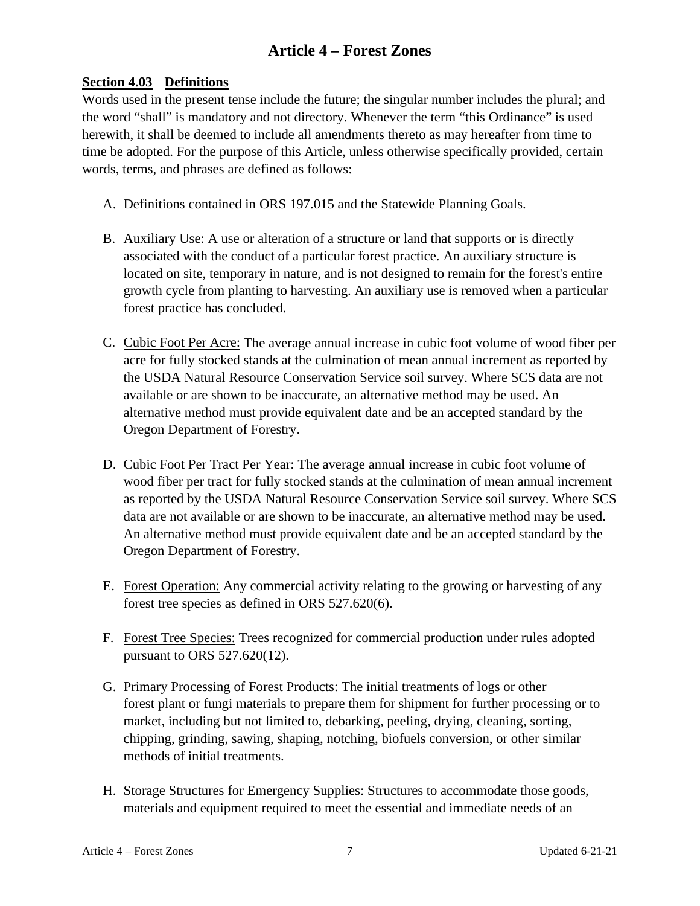## Article 4 – Forest Zones

### Section 4.03 Definitions

Words used in the present tense include the future; the singular number includes the plural; and the word "shall" is mandatory and not directory. Whenever the term "this Ordinance" is used herewith, it shall be deemed to include all amendments thereto as may hereafter from time to time be adopted. For the purpose of this Article, unless otherwise specifically provided, certain words, terms, and phrases are defined as follows:

A. Definitions contained in ORS 197.015 and the Statewide Planning Goals.

B. Auxiliary Use: A use or alteration of a structure or land that supports or is directly associated with the conduct of a particular forest practice. An auxiliary structure is located on site, temporary in nature, and is not designed to remain for the forest's entire growth cycle from planting to harvesting. An auxiliary use is removed when a particular forest practice has concluded.

C. Cubic Foot Per Acre: The average annual increase in cubic foot volume of wood fiber per acre for fully stocked stands at the culmination of mean annual increment as reported by the USDA Natural Resource Conservation Service soil survey. Where SCS data are not available or are shown to be inaccurate, an alternative method may be used. An alternative method must provide equivalent date and be an accepted standard by the Oregon Department of Forestry.

D. Cubic Foot Per Tract Per Year: The average annual increase in cubic foot volume of wood fiber per tract for fully stocked stands at the culmination of mean annual increment as reported by the USDA Natural Resource Conservation Service soil survey. Where SCS data are not available or are shown to be inaccurate, an alternative method may be used. An alternative method must provide equivalent date and be an accepted standard by the Oregon Department of Forestry.

E. Forest Operation: Any commercial activity relating to the growing or harvesting of any forest tree species as defined in ORS 527.620(6).

F. Forest Tree Species: Trees recognized for commercial production under rules adopted pursuant to ORS 527.620(12).

G. Primary Processing of Forest Products: The initial treatments of logs or other forest plant or fungi materials to prepare them for shipment for further processing or to market, including but not limited to, debarking, peeling, drying, cleaning, sorting, chipping, grinding, sawing, shaping, notching, biofuels conversion, or other similar methods of initial treatments.

H. Storage Structures for Emergency Supplies: Structures to accommodate those goods, materials and equipment required to meet the essential and immediate needs of an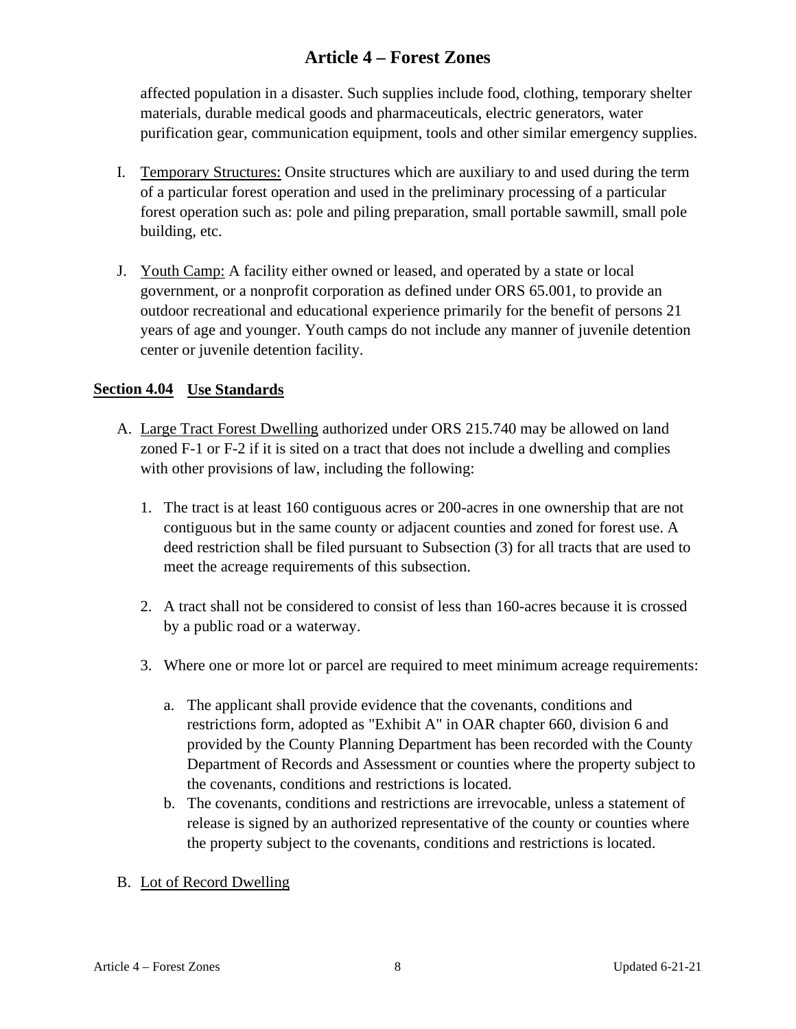affected population in a disaster. Such supplies include food, clothing, temporary shelter materials, durable medical goods and pharmaceuticals, electric generators, water purification gear, communication equipment, tools and other similar emergency supplies.

I. Temporary Structures: Onsite structures which are auxiliary to and used during the term of a particular forest operation and used in the preliminary processing of a particular forest operation such as: pole and piling preparation, small portable sawmill, small pole building, etc.

J. Youth Camp: A facility either owned or leased, and operated by a state or local government, or a nonprofit corporation as defined under ORS 65.001, to provide an outdoor recreational and educational experience primarily for the benefit of persons 21 years of age and younger. Youth camps do not include any manner of juvenile detention center or juvenile detention facility.

## Section 4.04 Use Standards

A. Large Tract Forest Dwelling authorized under ORS 215.740 may be allowed on land zoned F-1 or F-2 if it is sited on a tract that does not include a dwelling and complies with other provisions of law, including the following:

   1. The tract is at least 160 contiguous acres or 200-acres in one ownership that are not contiguous but in the same county or adjacent counties and zoned for forest use. A deed restriction shall be filed pursuant to Subsection (3) for all tracts that are used to meet the acreage requirements of this subsection.

   2. A tract shall not be considered to consist of less than 160-acres because it is crossed by a public road or a waterway.

   3. Where one or more lot or parcel are required to meet minimum acreage requirements:

      a. The applicant shall provide evidence that the covenants, conditions and restrictions form, adopted as "Exhibit A" in OAR chapter 660, division 6 and provided by the County Planning Department has been recorded with the County Department of Records and Assessment or counties where the property subject to the covenants, conditions and restrictions is located.
      b. The covenants, conditions and restrictions are irrevocable, unless a statement of release is signed by an authorized representative of the county or counties where the property subject to the covenants, conditions and restrictions is located.

B. Lot of Record Dwelling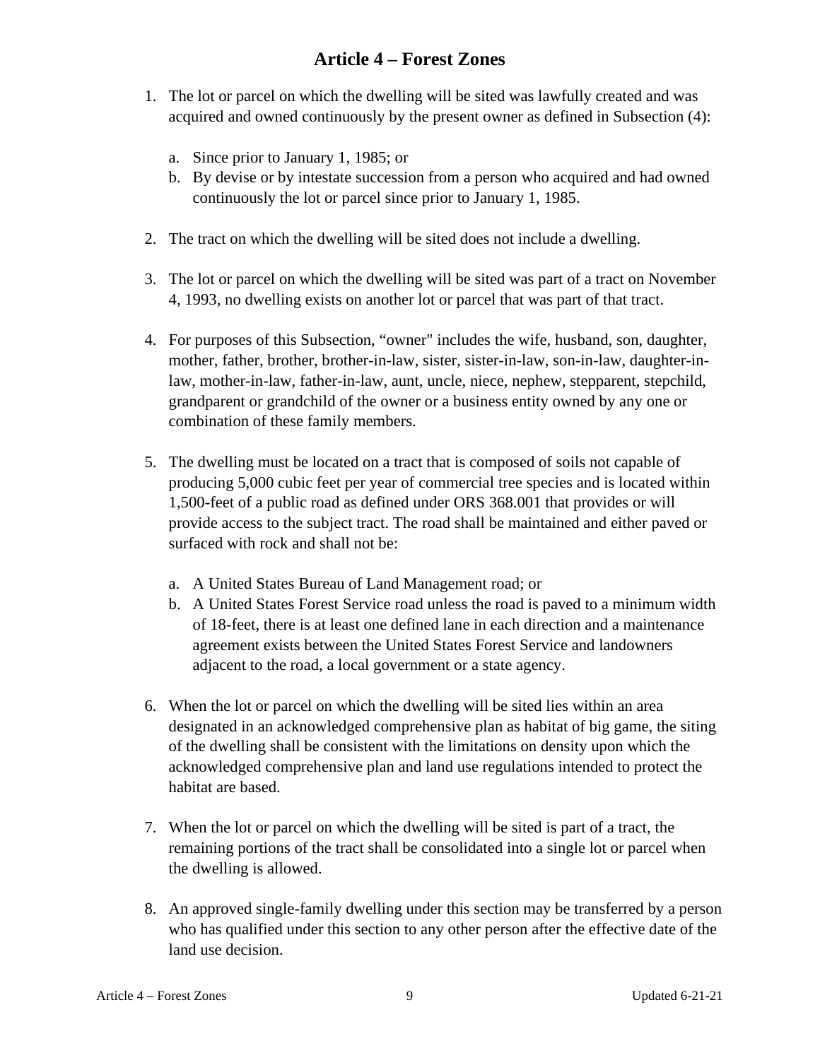1. The lot or parcel on which the dwelling will be sited was lawfully created and was acquired and owned continuously by the present owner as defined in Subsection (4):

   a. Since prior to January 1, 1985; or
   b. By devise or by intestate succession from a person who acquired and had owned continuously the lot or parcel since prior to January 1, 1985.

2. The tract on which the dwelling will be sited does not include a dwelling.

3. The lot or parcel on which the dwelling will be sited was part of a tract on November 4, 1993, no dwelling exists on another lot or parcel that was part of that tract.

4. For purposes of this Subsection, "owner" includes the wife, husband, son, daughter, mother, father, brother, brother-in-law, sister, sister-in-law, son-in-law, daughter-in-law, mother-in-law, father-in-law, aunt, uncle, niece, nephew, stepparent, stepchild, grandparent or grandchild of the owner or a business entity owned by any one or combination of these family members.

5. The dwelling must be located on a tract that is composed of soils not capable of producing 5,000 cubic feet per year of commercial tree species and is located within 1,500-feet of a public road as defined under ORS 368.001 that provides or will provide access to the subject tract. The road shall be maintained and either paved or surfaced with rock and shall not be:

   a. A United States Bureau of Land Management road; or
   b. A United States Forest Service road unless the road is paved to a minimum width of 18-feet, there is at least one defined lane in each direction and a maintenance agreement exists between the United States Forest Service and landowners adjacent to the road, a local government or a state agency.

6. When the lot or parcel on which the dwelling will be sited lies within an area designated in an acknowledged comprehensive plan as habitat of big game, the siting of the dwelling shall be consistent with the limitations on density upon which the acknowledged comprehensive plan and land use regulations intended to protect the habitat are based.

7. When the lot or parcel on which the dwelling will be sited is part of a tract, the remaining portions of the tract shall be consolidated into a single lot or parcel when the dwelling is allowed.

8. An approved single-family dwelling under this section may be transferred by a person who has qualified under this section to any other person after the effective date of the land use decision.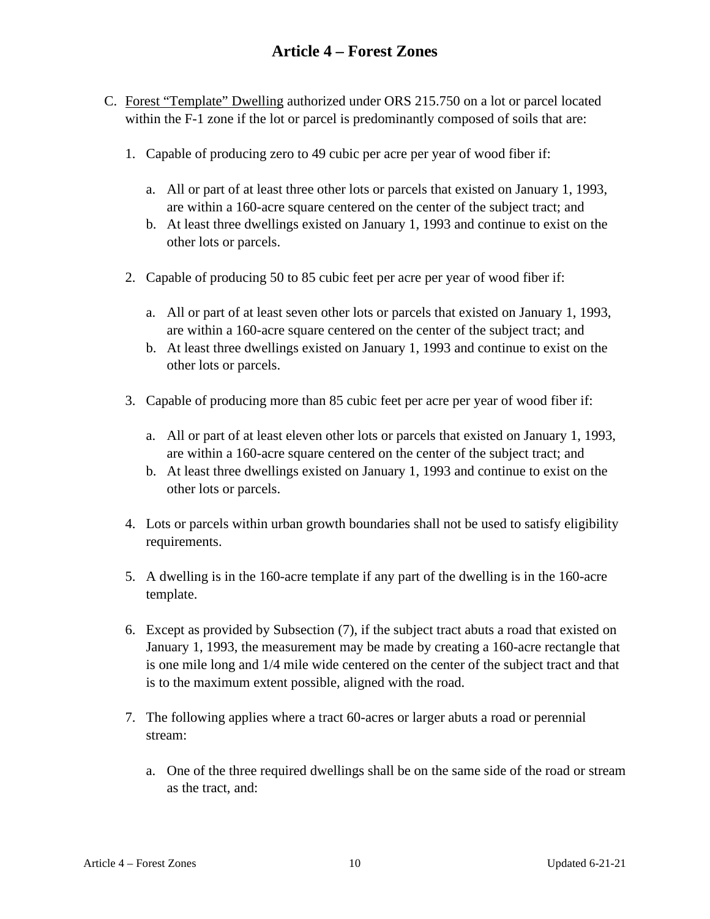## Article 4 – Forest Zones

C. <u>Forest "Template" Dwelling</u> authorized under ORS 215.750 on a lot or parcel located within the F-1 zone if the lot or parcel is predominantly composed of soils that are:

   1. Capable of producing zero to 49 cubic per acre per year of wood fiber if:

      a. All or part of at least three other lots or parcels that existed on January 1, 1993, are within a 160-acre square centered on the center of the subject tract; and
      b. At least three dwellings existed on January 1, 1993 and continue to exist on the other lots or parcels.

   2. Capable of producing 50 to 85 cubic feet per acre per year of wood fiber if:

      a. All or part of at least seven other lots or parcels that existed on January 1, 1993, are within a 160-acre square centered on the center of the subject tract; and
      b. At least three dwellings existed on January 1, 1993 and continue to exist on the other lots or parcels.

   3. Capable of producing more than 85 cubic feet per acre per year of wood fiber if:

      a. All or part of at least eleven other lots or parcels that existed on January 1, 1993, are within a 160-acre square centered on the center of the subject tract; and
      b. At least three dwellings existed on January 1, 1993 and continue to exist on the other lots or parcels.

   4. Lots or parcels within urban growth boundaries shall not be used to satisfy eligibility requirements.

   5. A dwelling is in the 160-acre template if any part of the dwelling is in the 160-acre template.

   6. Except as provided by Subsection (7), if the subject tract abuts a road that existed on January 1, 1993, the measurement may be made by creating a 160-acre rectangle that is one mile long and 1/4 mile wide centered on the center of the subject tract and that is to the maximum extent possible, aligned with the road.

   7. The following applies where a tract 60-acres or larger abuts a road or perennial stream:

      a. One of the three required dwellings shall be on the same side of the road or stream as the tract, and: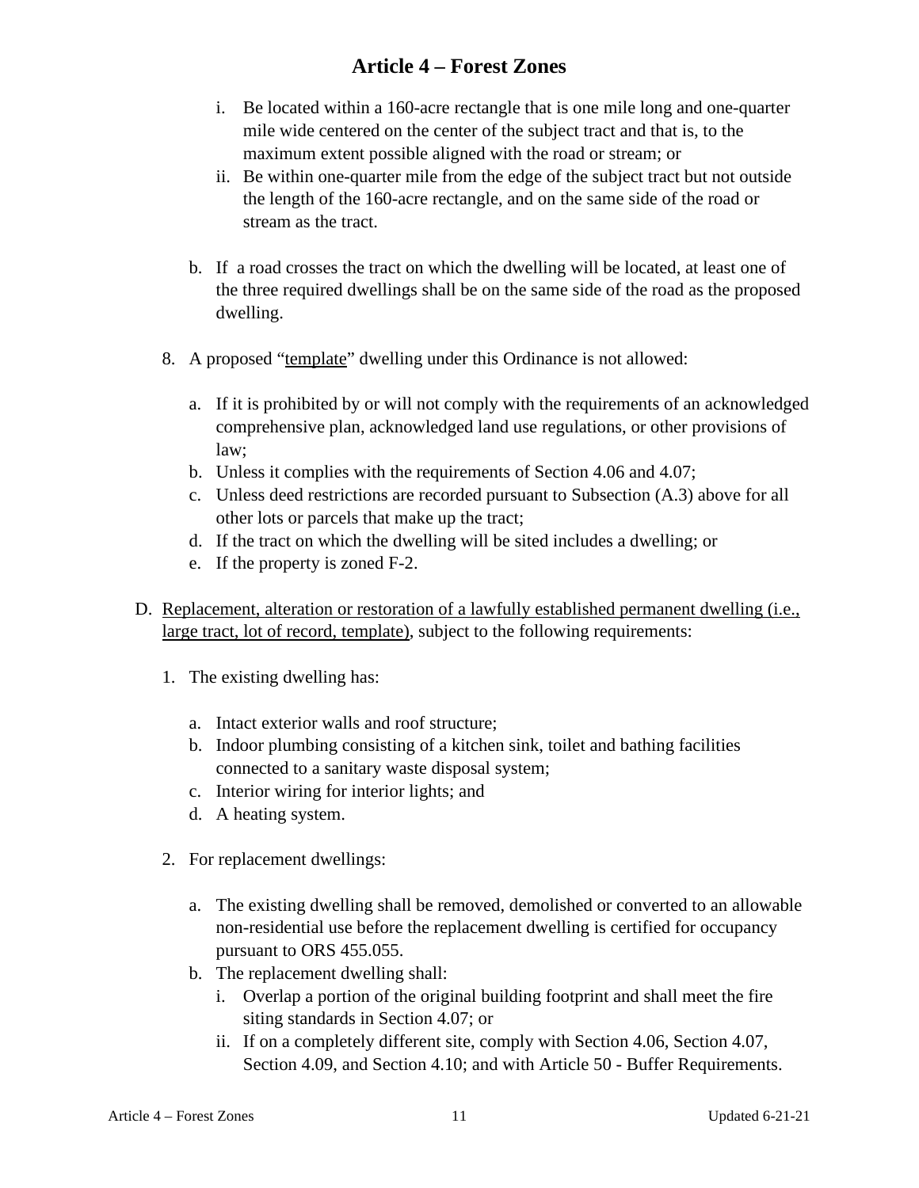i. Be located within a 160-acre rectangle that is one mile long and one-quarter mile wide centered on the center of the subject tract and that is, to the maximum extent possible aligned with the road or stream; or
ii. Be within one-quarter mile from the edge of the subject tract but not outside the length of the 160-acre rectangle, and on the same side of the road or stream as the tract.

b. If a road crosses the tract on which the dwelling will be located, at least one of the three required dwellings shall be on the same side of the road as the proposed dwelling.

8. A proposed "<u>template</u>" dwelling under this Ordinance is not allowed:

   a. If it is prohibited by or will not comply with the requirements of an acknowledged comprehensive plan, acknowledged land use regulations, or other provisions of law;
   b. Unless it complies with the requirements of Section 4.06 and 4.07;
   c. Unless deed restrictions are recorded pursuant to Subsection (A.3) above for all other lots or parcels that make up the tract;
   d. If the tract on which the dwelling will be sited includes a dwelling; or
   e. If the property is zoned F-2.

D. <u>Replacement, alteration or restoration of a lawfully established permanent dwelling (i.e., large tract, lot of record, template)</u>, subject to the following requirements:

   1. The existing dwelling has:

      a. Intact exterior walls and roof structure;
      b. Indoor plumbing consisting of a kitchen sink, toilet and bathing facilities connected to a sanitary waste disposal system;
      c. Interior wiring for interior lights; and
      d. A heating system.

   2. For replacement dwellings:

      a. The existing dwelling shall be removed, demolished or converted to an allowable non-residential use before the replacement dwelling is certified for occupancy pursuant to ORS 455.055.
      b. The replacement dwelling shall:
         i. Overlap a portion of the original building footprint and shall meet the fire siting standards in Section 4.07; or
         ii. If on a completely different site, comply with Section 4.06, Section 4.07, Section 4.09, and Section 4.10; and with Article 50 - Buffer Requirements.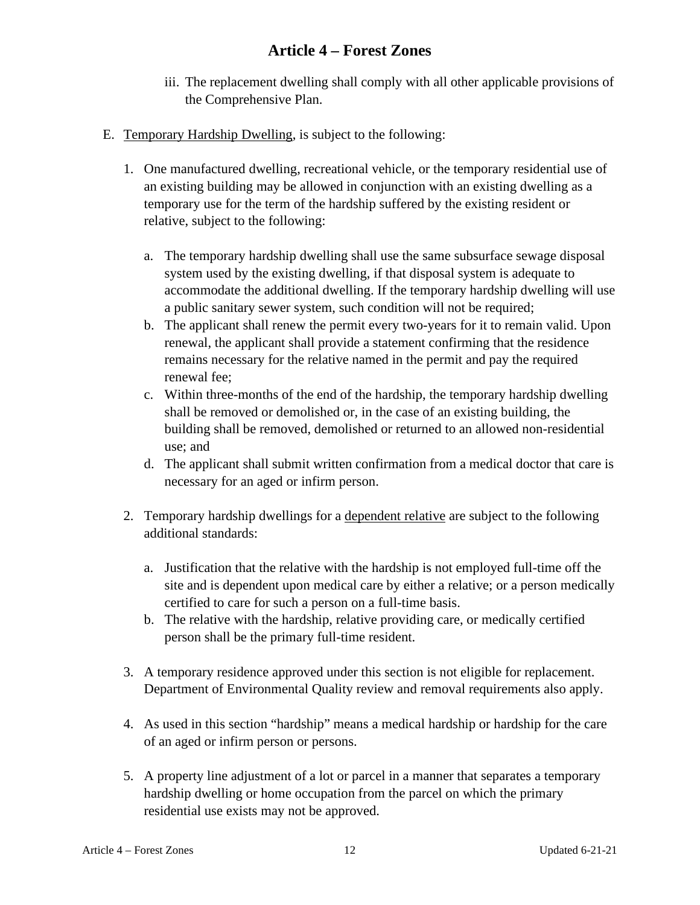iii. The replacement dwelling shall comply with all other applicable provisions of the Comprehensive Plan.

E. <u>Temporary Hardship Dwelling</u>, is subject to the following:

1. One manufactured dwelling, recreational vehicle, or the temporary residential use of an existing building may be allowed in conjunction with an existing dwelling as a temporary use for the term of the hardship suffered by the existing resident or relative, subject to the following:

   a. The temporary hardship dwelling shall use the same subsurface sewage disposal system used by the existing dwelling, if that disposal system is adequate to accommodate the additional dwelling. If the temporary hardship dwelling will use a public sanitary sewer system, such condition will not be required;
   b. The applicant shall renew the permit every two-years for it to remain valid. Upon renewal, the applicant shall provide a statement confirming that the residence remains necessary for the relative named in the permit and pay the required renewal fee;
   c. Within three-months of the end of the hardship, the temporary hardship dwelling shall be removed or demolished or, in the case of an existing building, the building shall be removed, demolished or returned to an allowed non-residential use; and
   d. The applicant shall submit written confirmation from a medical doctor that care is necessary for an aged or infirm person.

2. Temporary hardship dwellings for a <u>dependent relative</u> are subject to the following additional standards:

   a. Justification that the relative with the hardship is not employed full-time off the site and is dependent upon medical care by either a relative; or a person medically certified to care for such a person on a full-time basis.
   b. The relative with the hardship, relative providing care, or medically certified person shall be the primary full-time resident.

3. A temporary residence approved under this section is not eligible for replacement. Department of Environmental Quality review and removal requirements also apply.

4. As used in this section "hardship" means a medical hardship or hardship for the care of an aged or infirm person or persons.

5. A property line adjustment of a lot or parcel in a manner that separates a temporary hardship dwelling or home occupation from the parcel on which the primary residential use exists may not be approved.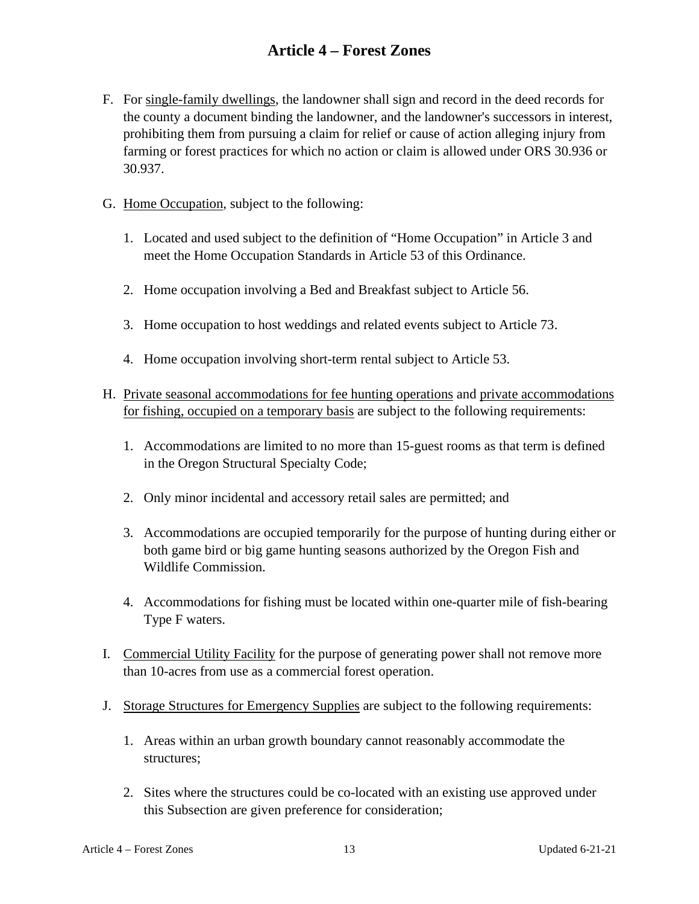F. For single-family dwellings, the landowner shall sign and record in the deed records for the county a document binding the landowner, and the landowner's successors in interest, prohibiting them from pursuing a claim for relief or cause of action alleging injury from farming or forest practices for which no action or claim is allowed under ORS 30.936 or 30.937.

G. Home Occupation, subject to the following:

   1. Located and used subject to the definition of "Home Occupation" in Article 3 and meet the Home Occupation Standards in Article 53 of this Ordinance.

   2. Home occupation involving a Bed and Breakfast subject to Article 56.

   3. Home occupation to host weddings and related events subject to Article 73.

   4. Home occupation involving short-term rental subject to Article 53.

H. Private seasonal accommodations for fee hunting operations and private accommodations for fishing, occupied on a temporary basis are subject to the following requirements:

   1. Accommodations are limited to no more than 15-guest rooms as that term is defined in the Oregon Structural Specialty Code;

   2. Only minor incidental and accessory retail sales are permitted; and

   3. Accommodations are occupied temporarily for the purpose of hunting during either or both game bird or big game hunting seasons authorized by the Oregon Fish and Wildlife Commission.

   4. Accommodations for fishing must be located within one-quarter mile of fish-bearing Type F waters.

I. Commercial Utility Facility for the purpose of generating power shall not remove more than 10-acres from use as a commercial forest operation.

J. Storage Structures for Emergency Supplies are subject to the following requirements:

   1. Areas within an urban growth boundary cannot reasonably accommodate the structures;

   2. Sites where the structures could be co-located with an existing use approved under this Subsection are given preference for consideration;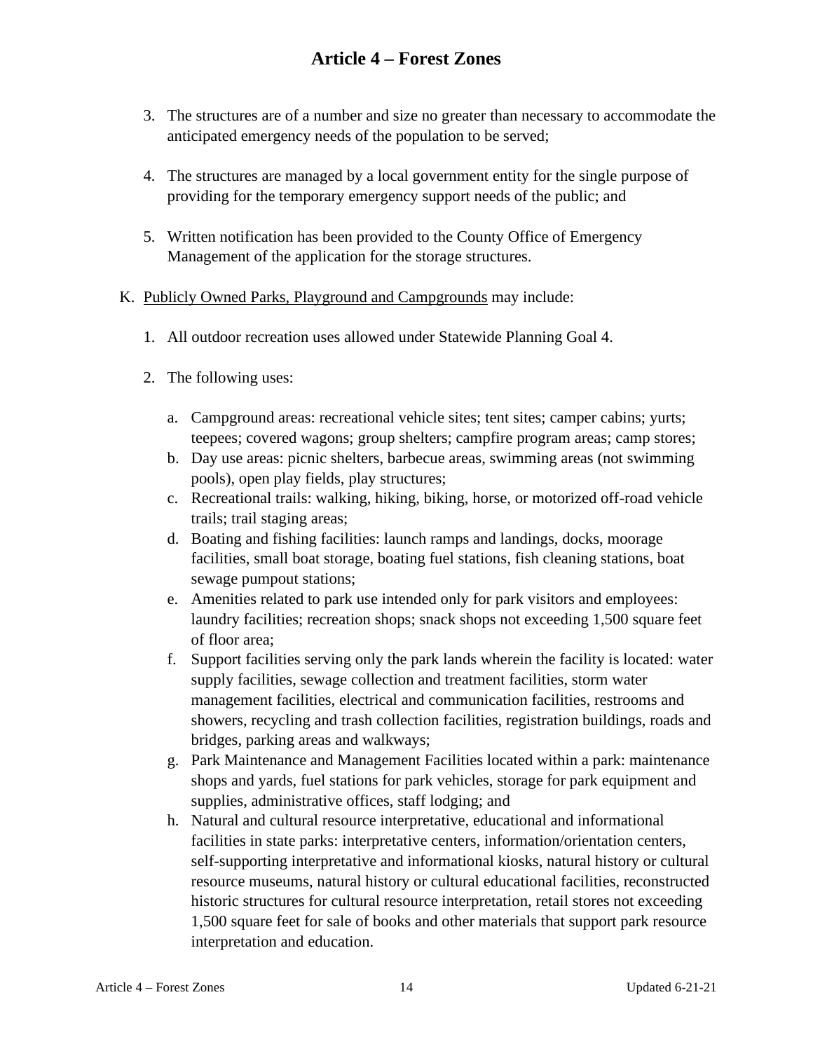3. The structures are of a number and size no greater than necessary to accommodate the anticipated emergency needs of the population to be served;

4. The structures are managed by a local government entity for the single purpose of providing for the temporary emergency support needs of the public; and

5. Written notification has been provided to the County Office of Emergency Management of the application for the storage structures.

K. Publicly Owned Parks, Playground and Campgrounds may include:

   1. All outdoor recreation uses allowed under Statewide Planning Goal 4.

   2. The following uses:

      a. Campground areas: recreational vehicle sites; tent sites; camper cabins; yurts; teepees; covered wagons; group shelters; campfire program areas; camp stores;
      b. Day use areas: picnic shelters, barbecue areas, swimming areas (not swimming pools), open play fields, play structures;
      c. Recreational trails: walking, hiking, biking, horse, or motorized off-road vehicle trails; trail staging areas;
      d. Boating and fishing facilities: launch ramps and landings, docks, moorage facilities, small boat storage, boating fuel stations, fish cleaning stations, boat sewage pumpout stations;
      e. Amenities related to park use intended only for park visitors and employees: laundry facilities; recreation shops; snack shops not exceeding 1,500 square feet of floor area;
      f. Support facilities serving only the park lands wherein the facility is located: water supply facilities, sewage collection and treatment facilities, storm water management facilities, electrical and communication facilities, restrooms and showers, recycling and trash collection facilities, registration buildings, roads and bridges, parking areas and walkways;
      g. Park Maintenance and Management Facilities located within a park: maintenance shops and yards, fuel stations for park vehicles, storage for park equipment and supplies, administrative offices, staff lodging; and
      h. Natural and cultural resource interpretative, educational and informational facilities in state parks: interpretative centers, information/orientation centers, self-supporting interpretative and informational kiosks, natural history or cultural resource museums, natural history or cultural educational facilities, reconstructed historic structures for cultural resource interpretation, retail stores not exceeding 1,500 square feet for sale of books and other materials that support park resource interpretation and education.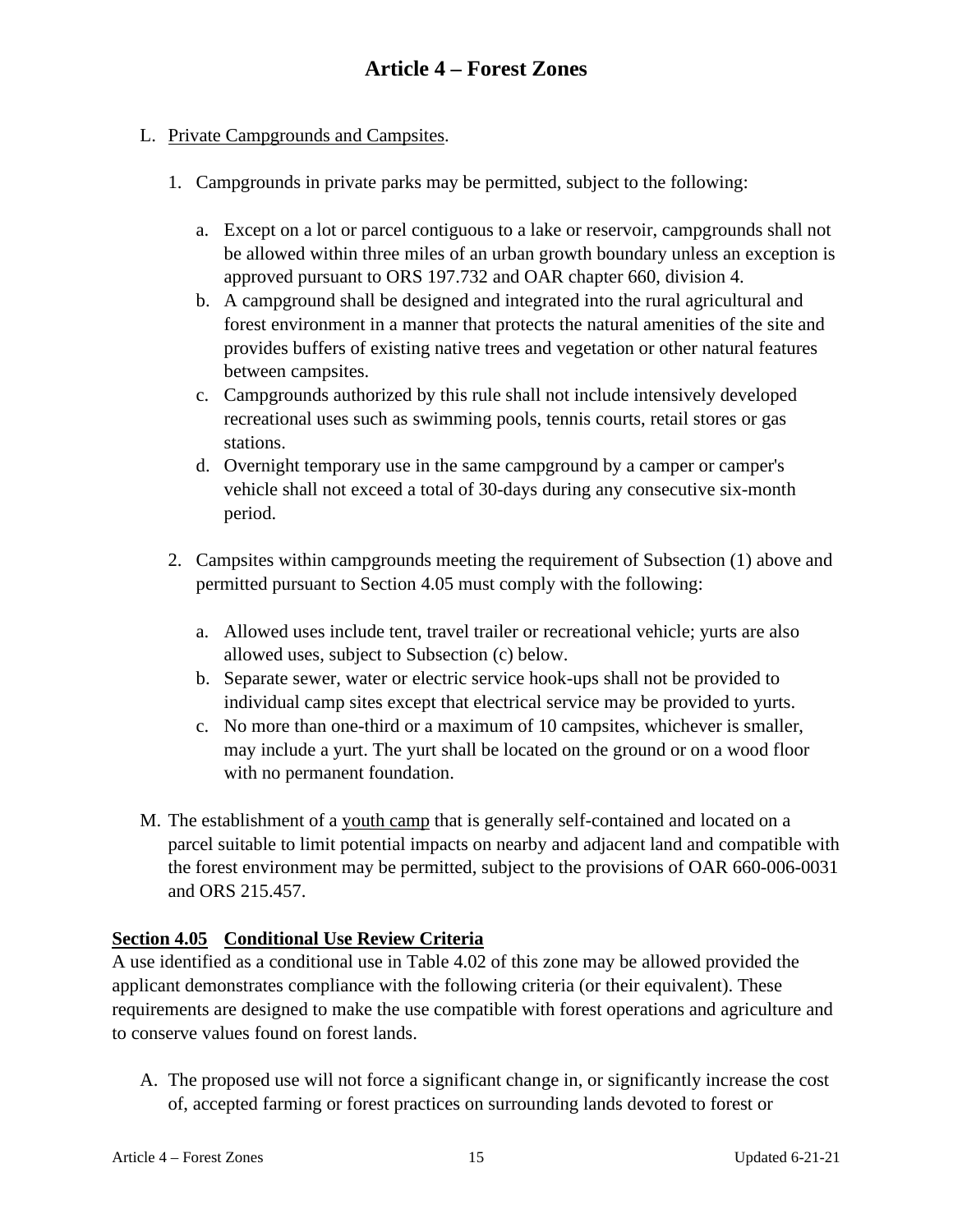L. Private Campgrounds and Campsites.

1. Campgrounds in private parks may be permitted, subject to the following:

   a. Except on a lot or parcel contiguous to a lake or reservoir, campgrounds shall not be allowed within three miles of an urban growth boundary unless an exception is approved pursuant to ORS 197.732 and OAR chapter 660, division 4.
   b. A campground shall be designed and integrated into the rural agricultural and forest environment in a manner that protects the natural amenities of the site and provides buffers of existing native trees and vegetation or other natural features between campsites.
   c. Campgrounds authorized by this rule shall not include intensively developed recreational uses such as swimming pools, tennis courts, retail stores or gas stations.
   d. Overnight temporary use in the same campground by a camper or camper's vehicle shall not exceed a total of 30-days during any consecutive six-month period.

2. Campsites within campgrounds meeting the requirement of Subsection (1) above and permitted pursuant to Section 4.05 must comply with the following:

   a. Allowed uses include tent, travel trailer or recreational vehicle; yurts are also allowed uses, subject to Subsection (c) below.
   b. Separate sewer, water or electric service hook-ups shall not be provided to individual camp sites except that electrical service may be provided to yurts.
   c. No more than one-third or a maximum of 10 campsites, whichever is smaller, may include a yurt. The yurt shall be located on the ground or on a wood floor with no permanent foundation.

M. The establishment of a youth camp that is generally self-contained and located on a parcel suitable to limit potential impacts on nearby and adjacent land and compatible with the forest environment may be permitted, subject to the provisions of OAR 660-006-0031 and ORS 215.457.

## Section 4.05 Conditional Use Review Criteria

A use identified as a conditional use in Table 4.02 of this zone may be allowed provided the applicant demonstrates compliance with the following criteria (or their equivalent). These requirements are designed to make the use compatible with forest operations and agriculture and to conserve values found on forest lands.

A. The proposed use will not force a significant change in, or significantly increase the cost of, accepted farming or forest practices on surrounding lands devoted to forest or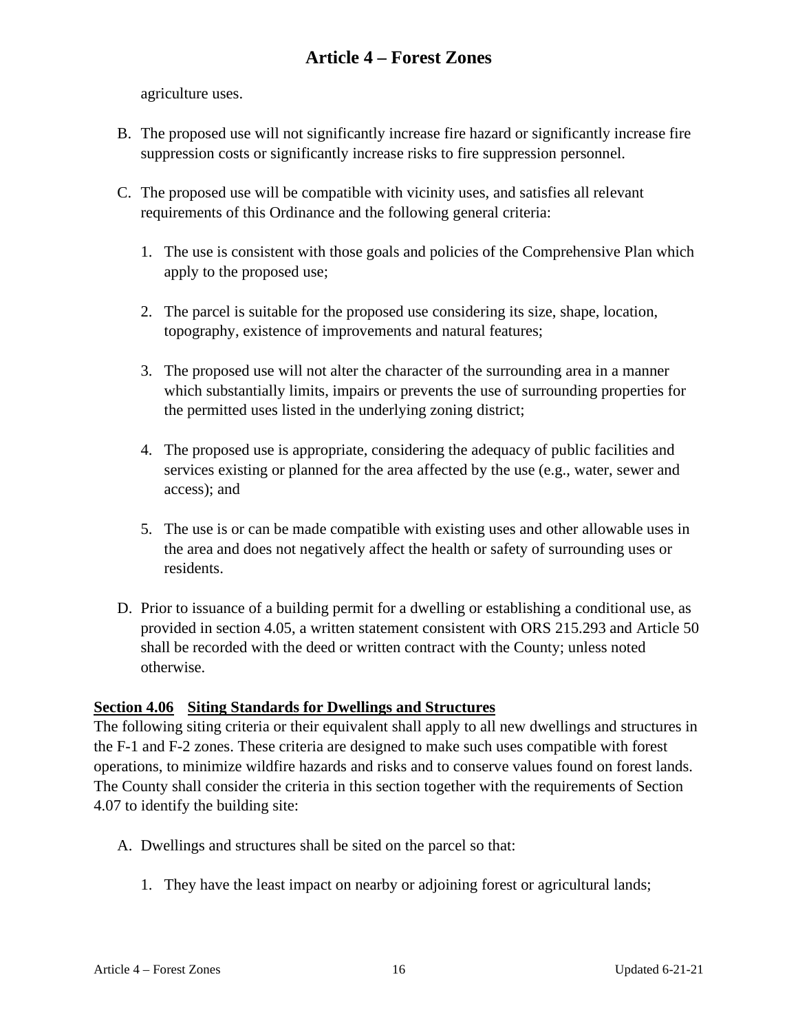agriculture uses.

B. The proposed use will not significantly increase fire hazard or significantly increase fire suppression costs or significantly increase risks to fire suppression personnel.

C. The proposed use will be compatible with vicinity uses, and satisfies all relevant requirements of this Ordinance and the following general criteria:

   1. The use is consistent with those goals and policies of the Comprehensive Plan which apply to the proposed use;

   2. The parcel is suitable for the proposed use considering its size, shape, location, topography, existence of improvements and natural features;

   3. The proposed use will not alter the character of the surrounding area in a manner which substantially limits, impairs or prevents the use of surrounding properties for the permitted uses listed in the underlying zoning district;

   4. The proposed use is appropriate, considering the adequacy of public facilities and services existing or planned for the area affected by the use (e.g., water, sewer and access); and

   5. The use is or can be made compatible with existing uses and other allowable uses in the area and does not negatively affect the health or safety of surrounding uses or residents.

D. Prior to issuance of a building permit for a dwelling or establishing a conditional use, as provided in section 4.05, a written statement consistent with ORS 215.293 and Article 50 shall be recorded with the deed or written contract with the County; unless noted otherwise.

## Section 4.06 Siting Standards for Dwellings and Structures

The following siting criteria or their equivalent shall apply to all new dwellings and structures in the F-1 and F-2 zones. These criteria are designed to make such uses compatible with forest operations, to minimize wildfire hazards and risks and to conserve values found on forest lands. The County shall consider the criteria in this section together with the requirements of Section 4.07 to identify the building site:

A. Dwellings and structures shall be sited on the parcel so that:

   1. They have the least impact on nearby or adjoining forest or agricultural lands;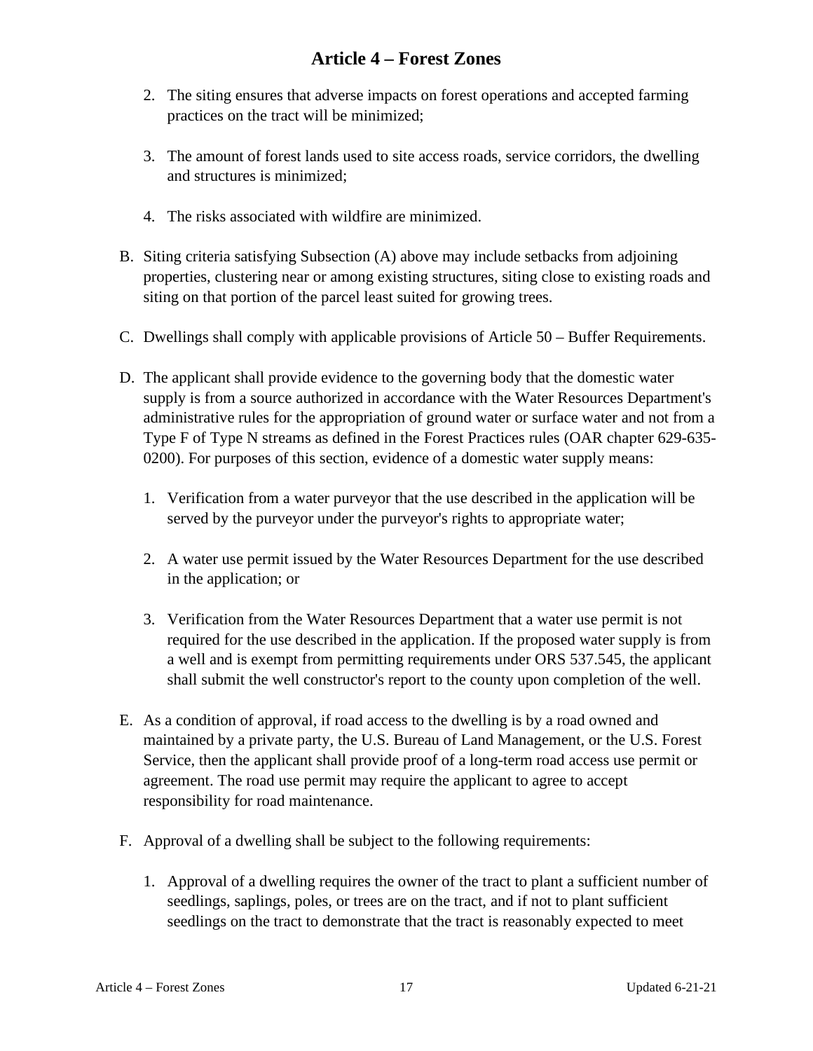2. The siting ensures that adverse impacts on forest operations and accepted farming practices on the tract will be minimized;

3. The amount of forest lands used to site access roads, service corridors, the dwelling and structures is minimized;

4. The risks associated with wildfire are minimized.

B. Siting criteria satisfying Subsection (A) above may include setbacks from adjoining properties, clustering near or among existing structures, siting close to existing roads and siting on that portion of the parcel least suited for growing trees.

C. Dwellings shall comply with applicable provisions of Article 50 – Buffer Requirements.

D. The applicant shall provide evidence to the governing body that the domestic water supply is from a source authorized in accordance with the Water Resources Department's administrative rules for the appropriation of ground water or surface water and not from a Type F of Type N streams as defined in the Forest Practices rules (OAR chapter 629-635-0200). For purposes of this section, evidence of a domestic water supply means:

   1. Verification from a water purveyor that the use described in the application will be served by the purveyor under the purveyor's rights to appropriate water;

   2. A water use permit issued by the Water Resources Department for the use described in the application; or

   3. Verification from the Water Resources Department that a water use permit is not required for the use described in the application. If the proposed water supply is from a well and is exempt from permitting requirements under ORS 537.545, the applicant shall submit the well constructor's report to the county upon completion of the well.

E. As a condition of approval, if road access to the dwelling is by a road owned and maintained by a private party, the U.S. Bureau of Land Management, or the U.S. Forest Service, then the applicant shall provide proof of a long-term road access use permit or agreement. The road use permit may require the applicant to agree to accept responsibility for road maintenance.

F. Approval of a dwelling shall be subject to the following requirements:

   1. Approval of a dwelling requires the owner of the tract to plant a sufficient number of seedlings, saplings, poles, or trees are on the tract, and if not to plant sufficient seedlings on the tract to demonstrate that the tract is reasonably expected to meet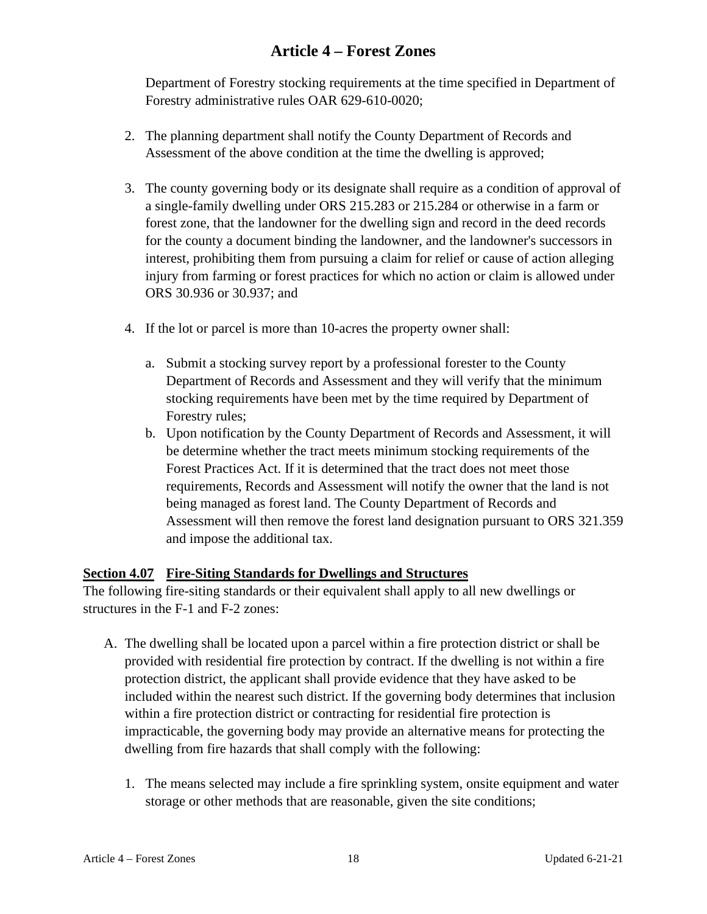Department of Forestry stocking requirements at the time specified in Department of Forestry administrative rules OAR 629-610-0020;

2. The planning department shall notify the County Department of Records and Assessment of the above condition at the time the dwelling is approved;

3. The county governing body or its designate shall require as a condition of approval of a single-family dwelling under ORS 215.283 or 215.284 or otherwise in a farm or forest zone, that the landowner for the dwelling sign and record in the deed records for the county a document binding the landowner, and the landowner's successors in interest, prohibiting them from pursuing a claim for relief or cause of action alleging injury from farming or forest practices for which no action or claim is allowed under ORS 30.936 or 30.937; and

4. If the lot or parcel is more than 10-acres the property owner shall:

   a. Submit a stocking survey report by a professional forester to the County Department of Records and Assessment and they will verify that the minimum stocking requirements have been met by the time required by Department of Forestry rules;
   b. Upon notification by the County Department of Records and Assessment, it will be determine whether the tract meets minimum stocking requirements of the Forest Practices Act. If it is determined that the tract does not meet those requirements, Records and Assessment will notify the owner that the land is not being managed as forest land. The County Department of Records and Assessment will then remove the forest land designation pursuant to ORS 321.359 and impose the additional tax.

## Section 4.07 Fire-Siting Standards for Dwellings and Structures

The following fire-siting standards or their equivalent shall apply to all new dwellings or structures in the F-1 and F-2 zones:

A. The dwelling shall be located upon a parcel within a fire protection district or shall be provided with residential fire protection by contract. If the dwelling is not within a fire protection district, the applicant shall provide evidence that they have asked to be included within the nearest such district. If the governing body determines that inclusion within a fire protection district or contracting for residential fire protection is impracticable, the governing body may provide an alternative means for protecting the dwelling from fire hazards that shall comply with the following:

   1. The means selected may include a fire sprinkling system, onsite equipment and water storage or other methods that are reasonable, given the site conditions;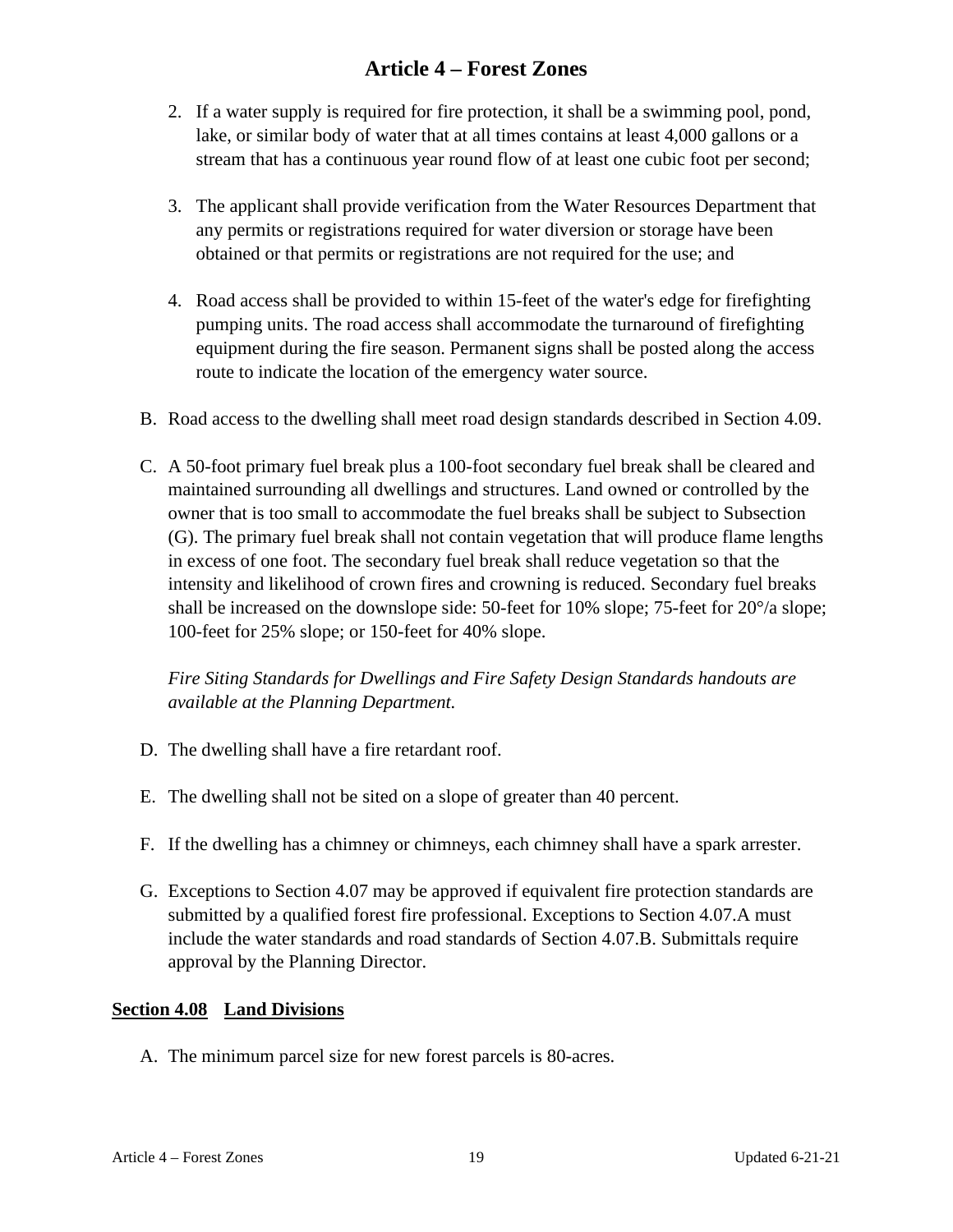# Article 4 – Forest Zones

2. If a water supply is required for fire protection, it shall be a swimming pool, pond, lake, or similar body of water that at all times contains at least 4,000 gallons or a stream that has a continuous year round flow of at least one cubic foot per second;

3. The applicant shall provide verification from the Water Resources Department that any permits or registrations required for water diversion or storage have been obtained or that permits or registrations are not required for the use; and

4. Road access shall be provided to within 15-feet of the water's edge for firefighting pumping units. The road access shall accommodate the turnaround of firefighting equipment during the fire season. Permanent signs shall be posted along the access route to indicate the location of the emergency water source.

B. Road access to the dwelling shall meet road design standards described in Section 4.09.

C. A 50-foot primary fuel break plus a 100-foot secondary fuel break shall be cleared and maintained surrounding all dwellings and structures. Land owned or controlled by the owner that is too small to accommodate the fuel breaks shall be subject to Subsection (G). The primary fuel break shall not contain vegetation that will produce flame lengths in excess of one foot. The secondary fuel break shall reduce vegetation so that the intensity and likelihood of crown fires and crowning is reduced. Secondary fuel breaks shall be increased on the downslope side: 50-feet for 10% slope; 75-feet for 20°/a slope; 100-feet for 25% slope; or 150-feet for 40% slope.

*Fire Siting Standards for Dwellings and Fire Safety Design Standards handouts are available at the Planning Department.*

D. The dwelling shall have a fire retardant roof.

E. The dwelling shall not be sited on a slope of greater than 40 percent.

F. If the dwelling has a chimney or chimneys, each chimney shall have a spark arrester.

G. Exceptions to Section 4.07 may be approved if equivalent fire protection standards are submitted by a qualified forest fire professional. Exceptions to Section 4.07.A must include the water standards and road standards of Section 4.07.B. Submittals require approval by the Planning Director.

## Section 4.08 Land Divisions

A. The minimum parcel size for new forest parcels is 80-acres.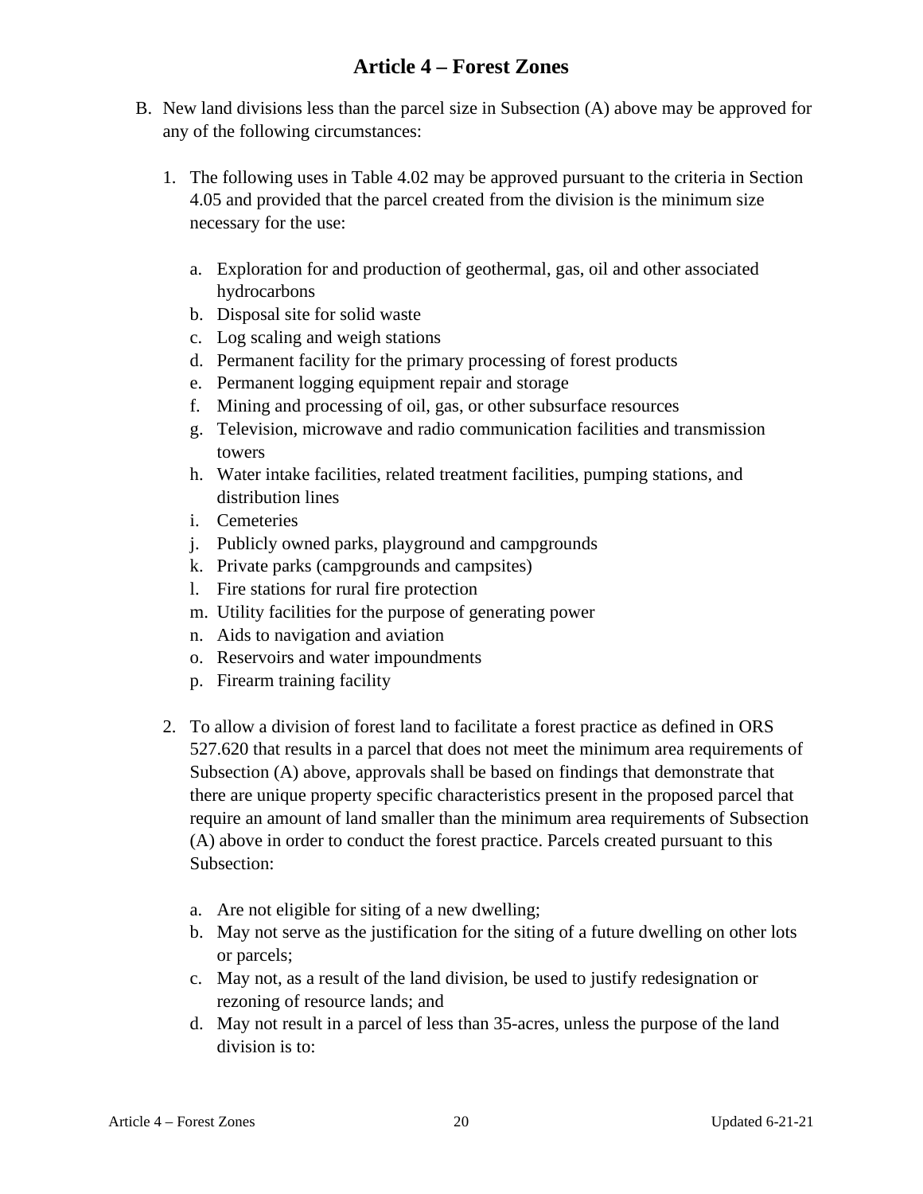# Article 4 – Forest Zones

B. New land divisions less than the parcel size in Subsection (A) above may be approved for any of the following circumstances:

   1. The following uses in Table 4.02 may be approved pursuant to the criteria in Section 4.05 and provided that the parcel created from the division is the minimum size necessary for the use:

      a. Exploration for and production of geothermal, gas, oil and other associated hydrocarbons
      b. Disposal site for solid waste
      c. Log scaling and weigh stations
      d. Permanent facility for the primary processing of forest products
      e. Permanent logging equipment repair and storage
      f. Mining and processing of oil, gas, or other subsurface resources
      g. Television, microwave and radio communication facilities and transmission towers
      h. Water intake facilities, related treatment facilities, pumping stations, and distribution lines
      i. Cemeteries
      j. Publicly owned parks, playground and campgrounds
      k. Private parks (campgrounds and campsites)
      l. Fire stations for rural fire protection
      m. Utility facilities for the purpose of generating power
      n. Aids to navigation and aviation
      o. Reservoirs and water impoundments
      p. Firearm training facility

   2. To allow a division of forest land to facilitate a forest practice as defined in ORS 527.620 that results in a parcel that does not meet the minimum area requirements of Subsection (A) above, approvals shall be based on findings that demonstrate that there are unique property specific characteristics present in the proposed parcel that require an amount of land smaller than the minimum area requirements of Subsection (A) above in order to conduct the forest practice. Parcels created pursuant to this Subsection:

      a. Are not eligible for siting of a new dwelling;
      b. May not serve as the justification for the siting of a future dwelling on other lots or parcels;
      c. May not, as a result of the land division, be used to justify redesignation or rezoning of resource lands; and
      d. May not result in a parcel of less than 35-acres, unless the purpose of the land division is to: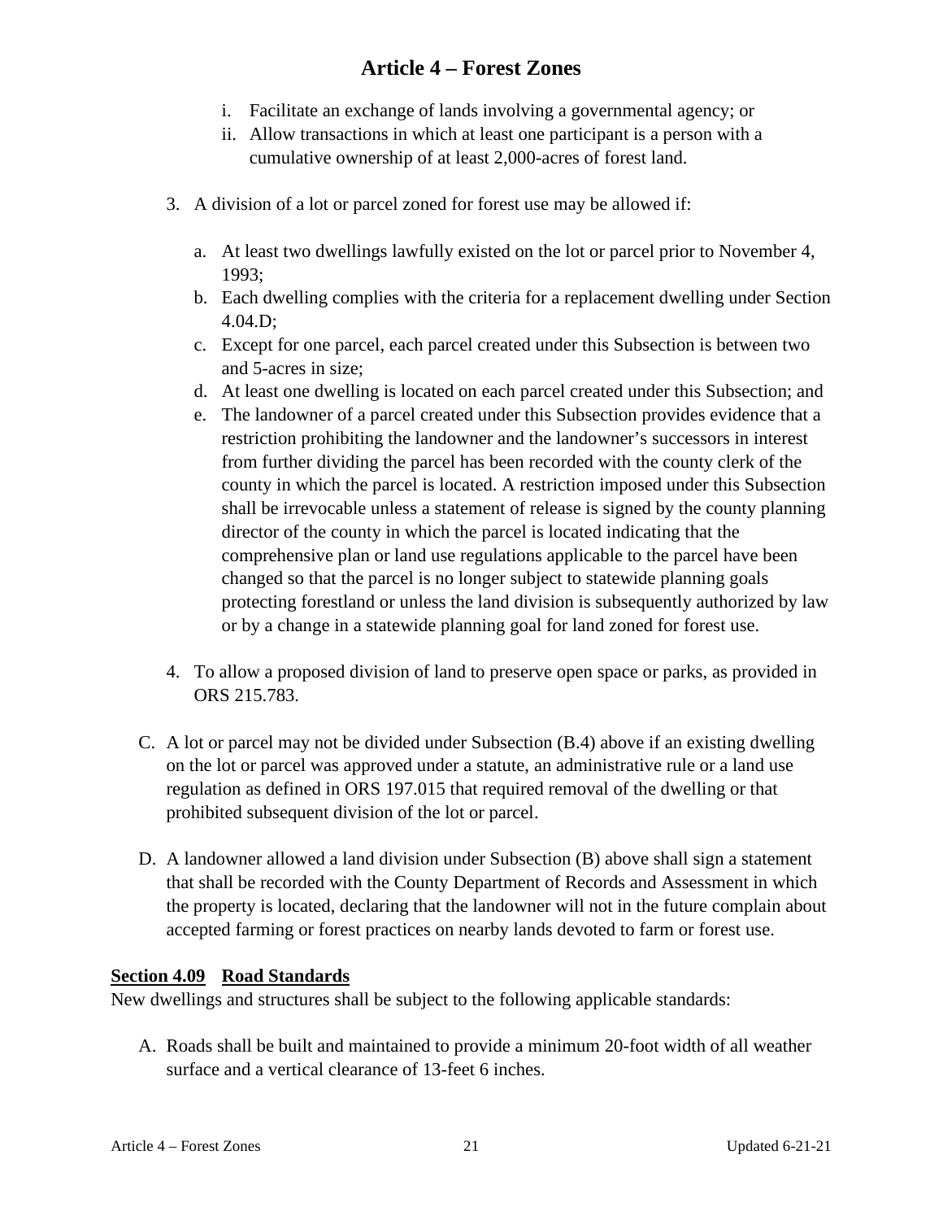i. Facilitate an exchange of lands involving a governmental agency; or
ii. Allow transactions in which at least one participant is a person with a cumulative ownership of at least 2,000-acres of forest land.

3. A division of a lot or parcel zoned for forest use may be allowed if:

   a. At least two dwellings lawfully existed on the lot or parcel prior to November 4, 1993;
   b. Each dwelling complies with the criteria for a replacement dwelling under Section 4.04.D;
   c. Except for one parcel, each parcel created under this Subsection is between two and 5-acres in size;
   d. At least one dwelling is located on each parcel created under this Subsection; and
   e. The landowner of a parcel created under this Subsection provides evidence that a restriction prohibiting the landowner and the landowner's successors in interest from further dividing the parcel has been recorded with the county clerk of the county in which the parcel is located. A restriction imposed under this Subsection shall be irrevocable unless a statement of release is signed by the county planning director of the county in which the parcel is located indicating that the comprehensive plan or land use regulations applicable to the parcel have been changed so that the parcel is no longer subject to statewide planning goals protecting forestland or unless the land division is subsequently authorized by law or by a change in a statewide planning goal for land zoned for forest use.

4. To allow a proposed division of land to preserve open space or parks, as provided in ORS 215.783.

C. A lot or parcel may not be divided under Subsection (B.4) above if an existing dwelling on the lot or parcel was approved under a statute, an administrative rule or a land use regulation as defined in ORS 197.015 that required removal of the dwelling or that prohibited subsequent division of the lot or parcel.

D. A landowner allowed a land division under Subsection (B) above shall sign a statement that shall be recorded with the County Department of Records and Assessment in which the property is located, declaring that the landowner will not in the future complain about accepted farming or forest practices on nearby lands devoted to farm or forest use.

### Section 4.09 Road Standards

New dwellings and structures shall be subject to the following applicable standards:

A. Roads shall be built and maintained to provide a minimum 20-foot width of all weather surface and a vertical clearance of 13-feet 6 inches.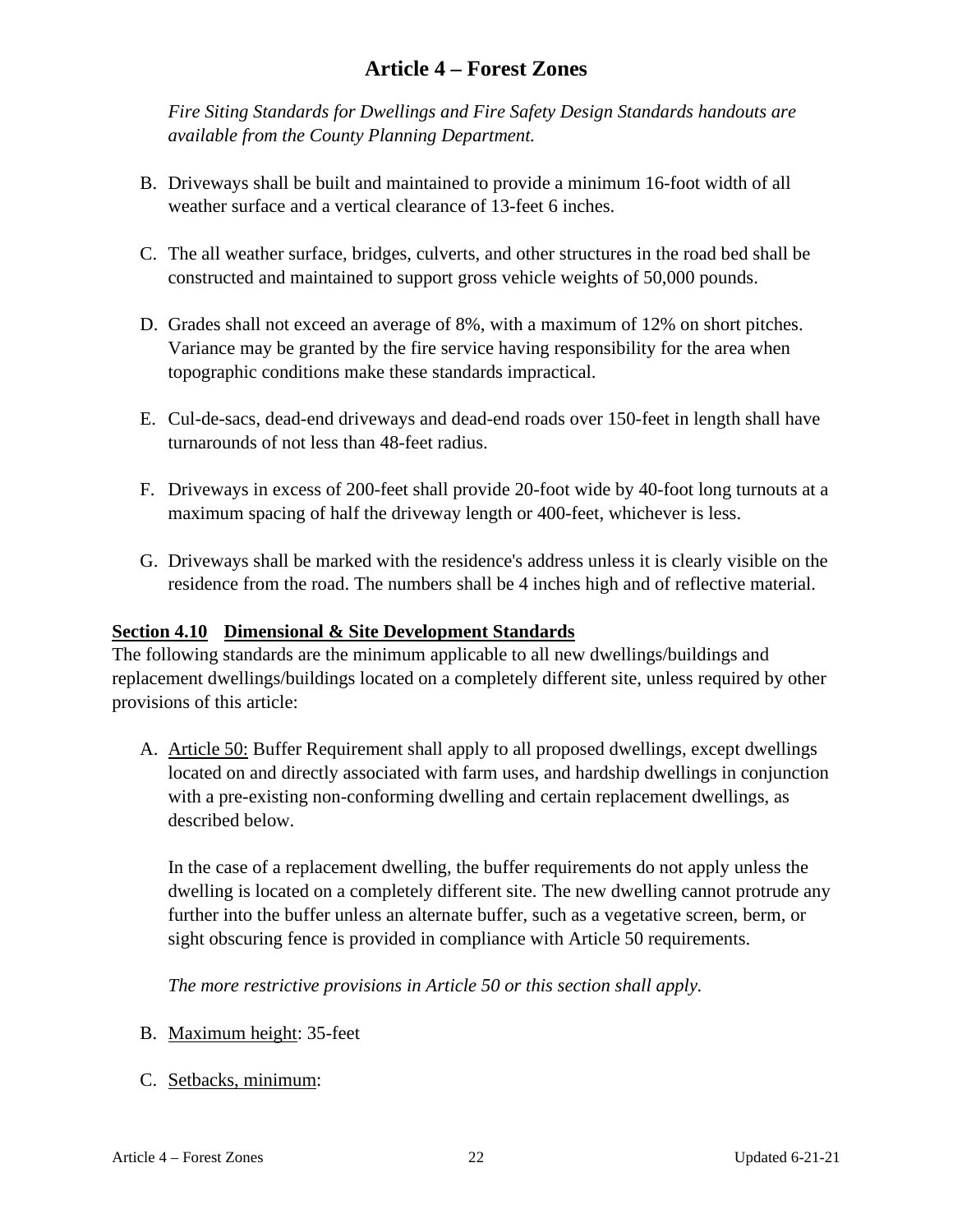*Fire Siting Standards for Dwellings and Fire Safety Design Standards handouts are available from the County Planning Department.*

B. Driveways shall be built and maintained to provide a minimum 16-foot width of all weather surface and a vertical clearance of 13-feet 6 inches.

C. The all weather surface, bridges, culverts, and other structures in the road bed shall be constructed and maintained to support gross vehicle weights of 50,000 pounds.

D. Grades shall not exceed an average of 8%, with a maximum of 12% on short pitches. Variance may be granted by the fire service having responsibility for the area when topographic conditions make these standards impractical.

E. Cul-de-sacs, dead-end driveways and dead-end roads over 150-feet in length shall have turnarounds of not less than 48-feet radius.

F. Driveways in excess of 200-feet shall provide 20-foot wide by 40-foot long turnouts at a maximum spacing of half the driveway length or 400-feet, whichever is less.

G. Driveways shall be marked with the residence's address unless it is clearly visible on the residence from the road. The numbers shall be 4 inches high and of reflective material.

## Section 4.10 Dimensional & Site Development Standards

The following standards are the minimum applicable to all new dwellings/buildings and replacement dwellings/buildings located on a completely different site, unless required by other provisions of this article:

A. Article 50: Buffer Requirement shall apply to all proposed dwellings, except dwellings located on and directly associated with farm uses, and hardship dwellings in conjunction with a pre-existing non-conforming dwelling and certain replacement dwellings, as described below.

   In the case of a replacement dwelling, the buffer requirements do not apply unless the dwelling is located on a completely different site. The new dwelling cannot protrude any further into the buffer unless an alternate buffer, such as a vegetative screen, berm, or sight obscuring fence is provided in compliance with Article 50 requirements.

   *The more restrictive provisions in Article 50 or this section shall apply.*

B. Maximum height: 35-feet

C. Setbacks, minimum: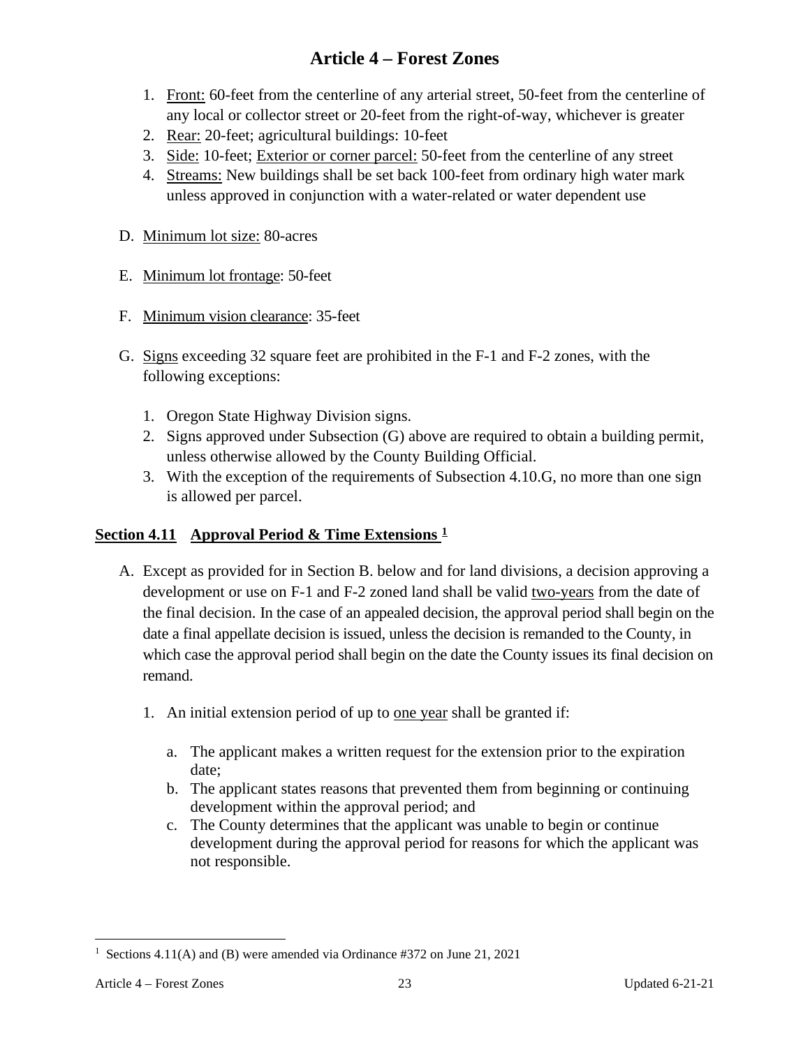1. Front: 60-feet from the centerline of any arterial street, 50-feet from the centerline of any local or collector street or 20-feet from the right-of-way, whichever is greater
2. Rear: 20-feet; agricultural buildings: 10-feet
3. Side: 10-feet; Exterior or corner parcel: 50-feet from the centerline of any street
4. Streams: New buildings shall be set back 100-feet from ordinary high water mark unless approved in conjunction with a water-related or water dependent use

D. Minimum lot size: 80-acres

E. Minimum lot frontage: 50-feet

F. Minimum vision clearance: 35-feet

G. Signs exceeding 32 square feet are prohibited in the F-1 and F-2 zones, with the following exceptions:

1. Oregon State Highway Division signs.
2. Signs approved under Subsection (G) above are required to obtain a building permit, unless otherwise allowed by the County Building Official.
3. With the exception of the requirements of Subsection 4.10.G, no more than one sign is allowed per parcel.

## Section 4.11 Approval Period & Time Extensions [1]

A. Except as provided for in Section B. below and for land divisions, a decision approving a development or use on F-1 and F-2 zoned land shall be valid two-years from the date of the final decision. In the case of an appealed decision, the approval period shall begin on the date a final appellate decision is issued, unless the decision is remanded to the County, in which case the approval period shall begin on the date the County issues its final decision on remand.

1. An initial extension period of up to one year shall be granted if:

   a. The applicant makes a written request for the extension prior to the expiration date;
   b. The applicant states reasons that prevented them from beginning or continuing development within the approval period; and
   c. The County determines that the applicant was unable to begin or continue development during the approval period for reasons for which the applicant was not responsible.

[1] Sections 4.11(A) and (B) were amended via Ordinance #372 on June 21, 2021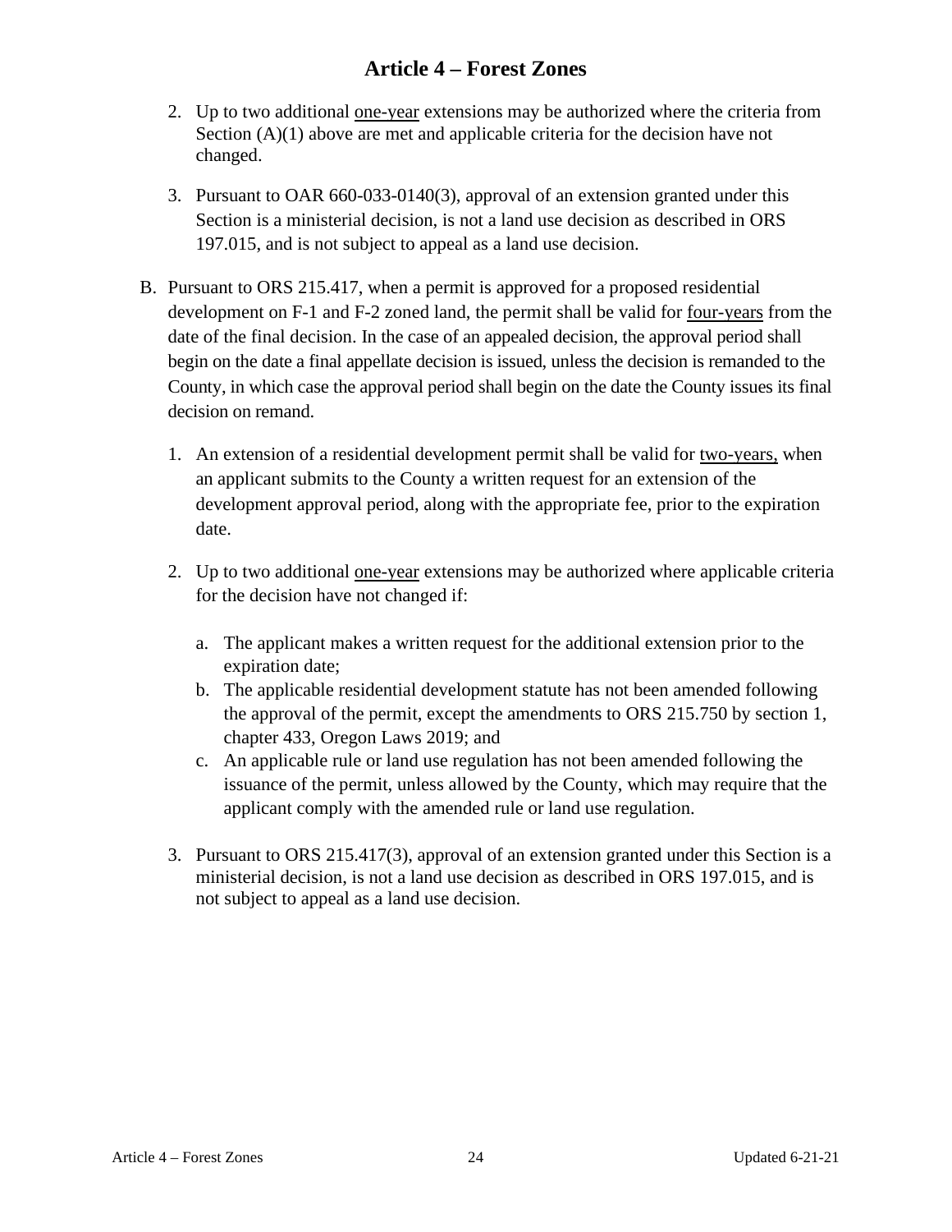2. Up to two additional one-year extensions may be authorized where the criteria from Section (A)(1) above are met and applicable criteria for the decision have not changed.

3. Pursuant to OAR 660-033-0140(3), approval of an extension granted under this Section is a ministerial decision, is not a land use decision as described in ORS 197.015, and is not subject to appeal as a land use decision.

B. Pursuant to ORS 215.417, when a permit is approved for a proposed residential development on F-1 and F-2 zoned land, the permit shall be valid for four-years from the date of the final decision. In the case of an appealed decision, the approval period shall begin on the date a final appellate decision is issued, unless the decision is remanded to the County, in which case the approval period shall begin on the date the County issues its final decision on remand.

   1. An extension of a residential development permit shall be valid for two-years, when an applicant submits to the County a written request for an extension of the development approval period, along with the appropriate fee, prior to the expiration date.

   2. Up to two additional one-year extensions may be authorized where applicable criteria for the decision have not changed if:

      a. The applicant makes a written request for the additional extension prior to the expiration date;
      b. The applicable residential development statute has not been amended following the approval of the permit, except the amendments to ORS 215.750 by section 1, chapter 433, Oregon Laws 2019; and
      c. An applicable rule or land use regulation has not been amended following the issuance of the permit, unless allowed by the County, which may require that the applicant comply with the amended rule or land use regulation.

   3. Pursuant to ORS 215.417(3), approval of an extension granted under this Section is a ministerial decision, is not a land use decision as described in ORS 197.015, and is not subject to appeal as a land use decision.